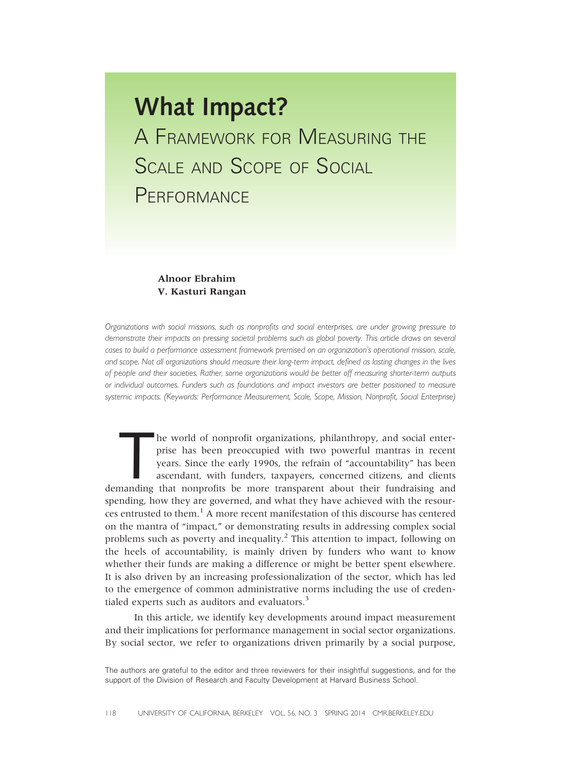# What Impact?

## A Framework for Measuring the Scale and Scope of Social Performance

**Alnoor Ebrahim**
**V. Kasturi Rangan**

*Organizations with social missions, such as nonprofits and social enterprises, are under growing pressure to demonstrate their impacts on pressing societal problems such as global poverty. This article draws on several cases to build a performance assessment framework premised on an organization's operational mission, scale, and scope. Not all organizations should measure their long-term impact, defined as lasting changes in the lives of people and their societies. Rather, some organizations would be better off measuring shorter-term outputs or individual outcomes. Funders such as foundations and impact investors are better positioned to measure systemic impacts. (Keywords: Performance Measurement, Scale, Scope, Mission, Nonprofit, Social Enterprise)*

The world of nonprofit organizations, philanthropy, and social enterprise has been preoccupied with two powerful mantras in recent years. Since the early 1990s, the refrain of "accountability" has been ascendant, with funders, taxpayers, concerned citizens, and clients demanding that nonprofits be more transparent about their fundraising and spending, how they are governed, and what they have achieved with the resources entrusted to them.[1] A more recent manifestation of this discourse has centered on the mantra of "impact," or demonstrating results in addressing complex social problems such as poverty and inequality.[2] This attention to impact, following on the heels of accountability, is mainly driven by funders who want to know whether their funds are making a difference or might be better spent elsewhere. It is also driven by an increasing professionalization of the sector, which has led to the emergence of common administrative norms including the use of credentialed experts such as auditors and evaluators.[3]

In this article, we identify key developments around impact measurement and their implications for performance management in social sector organizations. By social sector, we refer to organizations driven primarily by a social purpose,

The authors are grateful to the editor and three reviewers for their insightful suggestions, and for the support of the Division of Research and Faculty Development at Harvard Business School.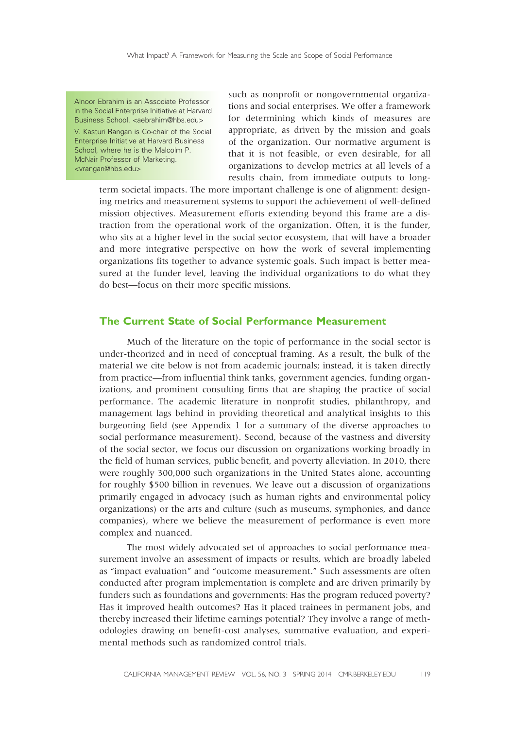Alnoor Ebrahim is an Associate Professor in the Social Enterprise Initiative at Harvard Business School. <aebrahim@hbs.edu>

V. Kasturi Rangan is Co-chair of the Social Enterprise Initiative at Harvard Business School, where he is the Malcolm P. McNair Professor of Marketing. <vrangan@hbs.edu>

such as nonprofit or nongovernmental organizations and social enterprises. We offer a framework for determining which kinds of measures are appropriate, as driven by the mission and goals of the organization. Our normative argument is that it is not feasible, or even desirable, for all organizations to develop metrics at all levels of a results chain, from immediate outputs to long-term societal impacts. The more important challenge is one of alignment: designing metrics and measurement systems to support the achievement of well-defined mission objectives. Measurement efforts extending beyond this frame are a distraction from the operational work of the organization. Often, it is the funder, who sits at a higher level in the social sector ecosystem, that will have a broader and more integrative perspective on how the work of several implementing organizations fits together to advance systemic goals. Such impact is better measured at the funder level, leaving the individual organizations to do what they do best—focus on their more specific missions.

## The Current State of Social Performance Measurement

Much of the literature on the topic of performance in the social sector is under-theorized and in need of conceptual framing. As a result, the bulk of the material we cite below is not from academic journals; instead, it is taken directly from practice—from influential think tanks, government agencies, funding organizations, and prominent consulting firms that are shaping the practice of social performance. The academic literature in nonprofit studies, philanthropy, and management lags behind in providing theoretical and analytical insights to this burgeoning field (see Appendix 1 for a summary of the diverse approaches to social performance measurement). Second, because of the vastness and diversity of the social sector, we focus our discussion on organizations working broadly in the field of human services, public benefit, and poverty alleviation. In 2010, there were roughly 300,000 such organizations in the United States alone, accounting for roughly $500 billion in revenues. We leave out a discussion of organizations primarily engaged in advocacy (such as human rights and environmental policy organizations) or the arts and culture (such as museums, symphonies, and dance companies), where we believe the measurement of performance is even more complex and nuanced.

The most widely advocated set of approaches to social performance measurement involve an assessment of impacts or results, which are broadly labeled as "impact evaluation" and "outcome measurement." Such assessments are often conducted after program implementation is complete and are driven primarily by funders such as foundations and governments: Has the program reduced poverty? Has it improved health outcomes? Has it placed trainees in permanent jobs, and thereby increased their lifetime earnings potential? They involve a range of methodologies drawing on benefit-cost analyses, summative evaluation, and experimental methods such as randomized control trials.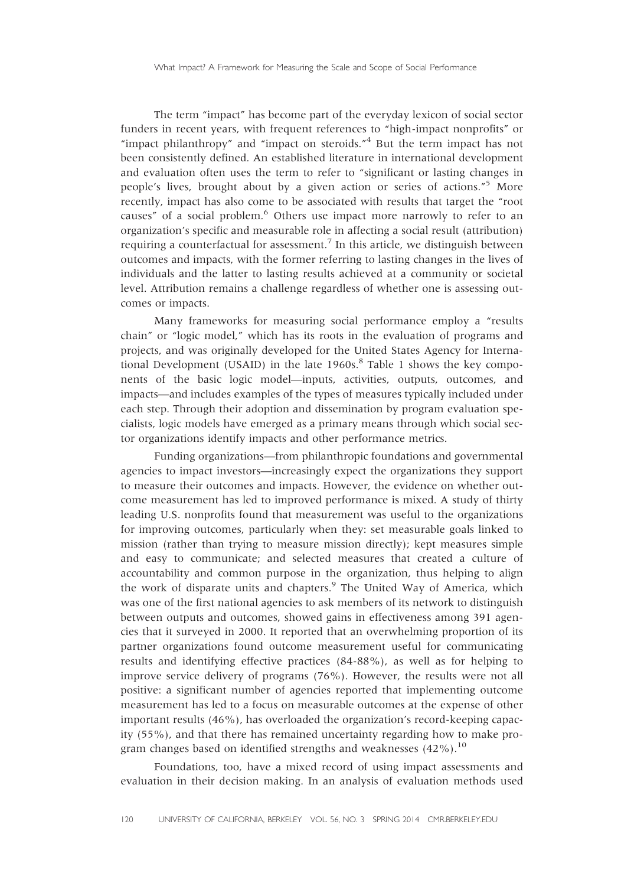The term "impact" has become part of the everyday lexicon of social sector funders in recent years, with frequent references to "high-impact nonprofits" or "impact philanthropy" and "impact on steroids."[4] But the term impact has not been consistently defined. An established literature in international development and evaluation often uses the term to refer to "significant or lasting changes in people's lives, brought about by a given action or series of actions."[5] More recently, impact has also come to be associated with results that target the "root causes" of a social problem.[6] Others use impact more narrowly to refer to an organization's specific and measurable role in affecting a social result (attribution) requiring a counterfactual for assessment.[7] In this article, we distinguish between outcomes and impacts, with the former referring to lasting changes in the lives of individuals and the latter to lasting results achieved at a community or societal level. Attribution remains a challenge regardless of whether one is assessing outcomes or impacts.

Many frameworks for measuring social performance employ a "results chain" or "logic model," which has its roots in the evaluation of programs and projects, and was originally developed for the United States Agency for International Development (USAID) in the late 1960s.[8] Table 1 shows the key components of the basic logic model—inputs, activities, outputs, outcomes, and impacts—and includes examples of the types of measures typically included under each step. Through their adoption and dissemination by program evaluation specialists, logic models have emerged as a primary means through which social sector organizations identify impacts and other performance metrics.

Funding organizations—from philanthropic foundations and governmental agencies to impact investors—increasingly expect the organizations they support to measure their outcomes and impacts. However, the evidence on whether outcome measurement has led to improved performance is mixed. A study of thirty leading U.S. nonprofits found that measurement was useful to the organizations for improving outcomes, particularly when they: set measurable goals linked to mission (rather than trying to measure mission directly); kept measures simple and easy to communicate; and selected measures that created a culture of accountability and common purpose in the organization, thus helping to align the work of disparate units and chapters.[9] The United Way of America, which was one of the first national agencies to ask members of its network to distinguish between outputs and outcomes, showed gains in effectiveness among 391 agencies that it surveyed in 2000. It reported that an overwhelming proportion of its partner organizations found outcome measurement useful for communicating results and identifying effective practices (84-88%), as well as for helping to improve service delivery of programs (76%). However, the results were not all positive: a significant number of agencies reported that implementing outcome measurement has led to a focus on measurable outcomes at the expense of other important results (46%), has overloaded the organization's record-keeping capacity (55%), and that there has remained uncertainty regarding how to make program changes based on identified strengths and weaknesses (42%).[10]

Foundations, too, have a mixed record of using impact assessments and evaluation in their decision making. In an analysis of evaluation methods used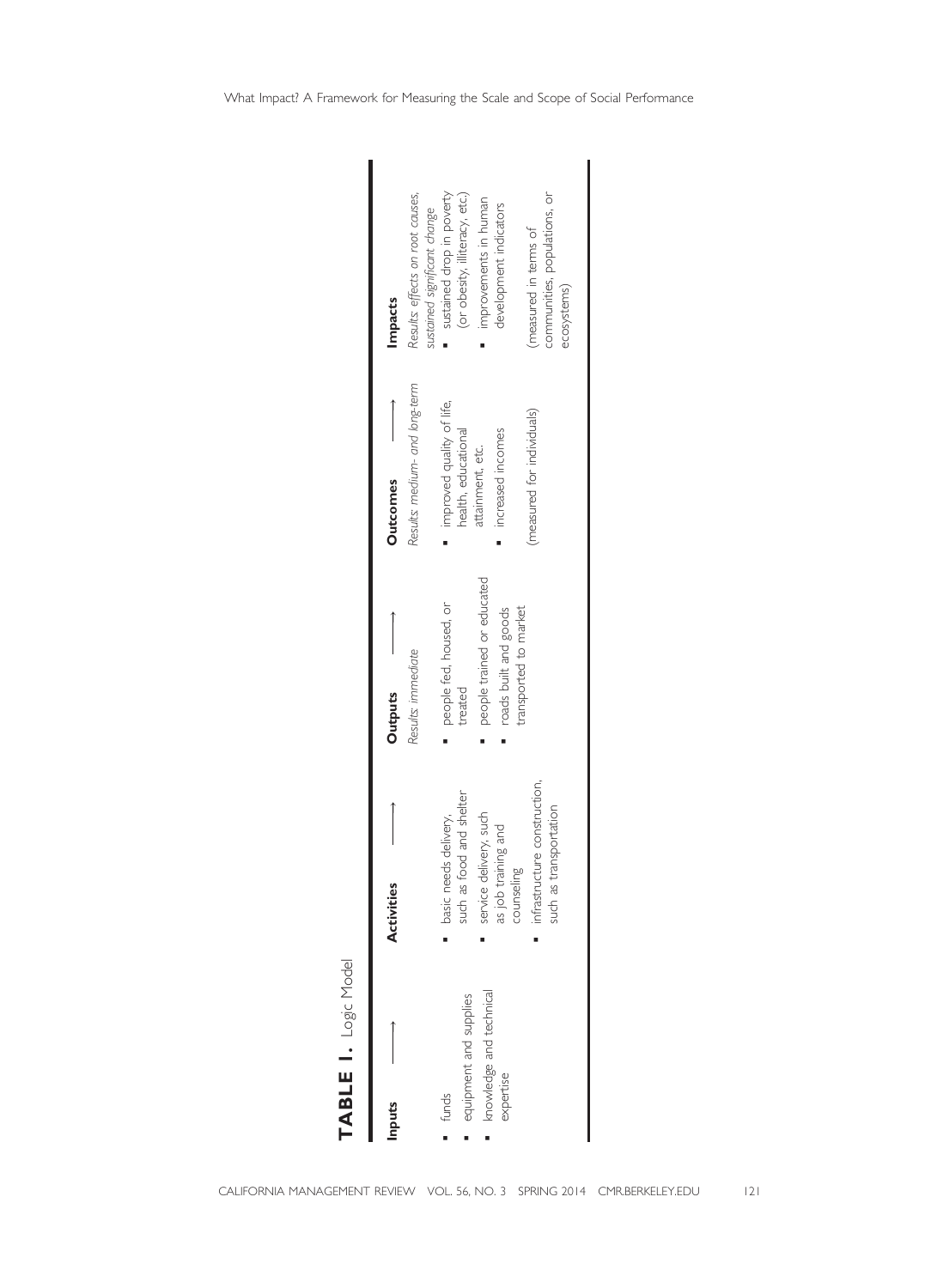**TABLE 1.** Logic Model

| Inputs ⟶ | Activities ⟶ | Outputs ⟶ | Outcomes ⟶ | Impacts |
|---|---|---|---|---|
| | | *Results: immediate* | *Results: medium- and long-term* | *Results: effects on root causes, sustained significant change* |
| ▪ funds<br>▪ equipment and supplies<br>▪ knowledge and technical expertise | ▪ basic needs delivery, such as food and shelter<br>▪ service delivery, such as job training and counseling<br>▪ infrastructure construction, such as transportation | ▪ people fed, housed, or treated<br>▪ people trained or educated<br>▪ roads built and goods transported to market | ▪ improved quality of life, health, educational attainment, etc.<br>▪ increased incomes<br><br>(measured for individuals) | ▪ sustained drop in poverty (or obesity, illiteracy, etc.)<br>▪ improvements in human development indicators<br><br>(measured in terms of communities, populations, or ecosystems) |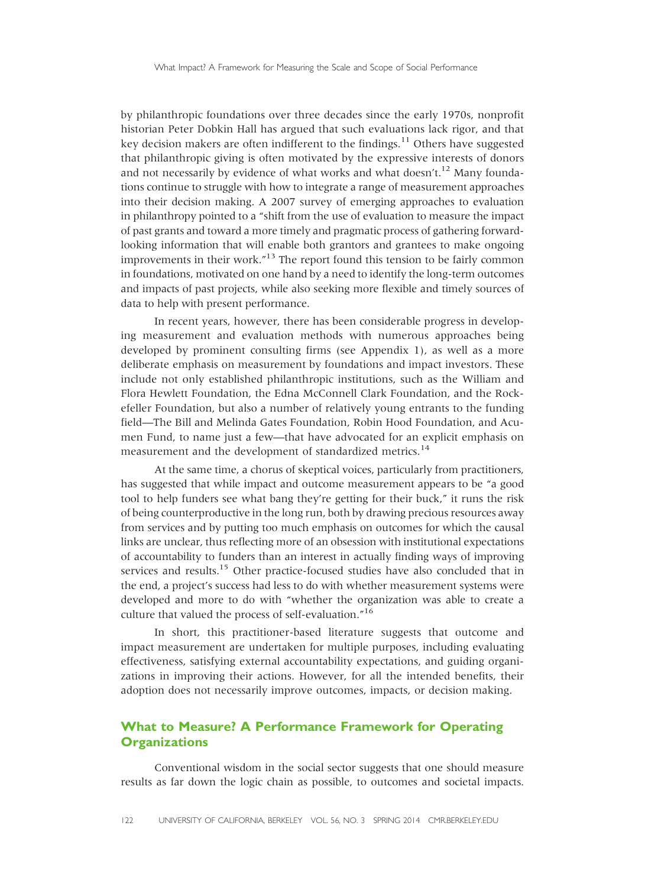by philanthropic foundations over three decades since the early 1970s, nonprofit historian Peter Dobkin Hall has argued that such evaluations lack rigor, and that key decision makers are often indifferent to the findings.[11] Others have suggested that philanthropic giving is often motivated by the expressive interests of donors and not necessarily by evidence of what works and what doesn't.[12] Many foundations continue to struggle with how to integrate a range of measurement approaches into their decision making. A 2007 survey of emerging approaches to evaluation in philanthropy pointed to a "shift from the use of evaluation to measure the impact of past grants and toward a more timely and pragmatic process of gathering forward-looking information that will enable both grantors and grantees to make ongoing improvements in their work."[13] The report found this tension to be fairly common in foundations, motivated on one hand by a need to identify the long-term outcomes and impacts of past projects, while also seeking more flexible and timely sources of data to help with present performance.

In recent years, however, there has been considerable progress in developing measurement and evaluation methods with numerous approaches being developed by prominent consulting firms (see Appendix 1), as well as a more deliberate emphasis on measurement by foundations and impact investors. These include not only established philanthropic institutions, such as the William and Flora Hewlett Foundation, the Edna McConnell Clark Foundation, and the Rockefeller Foundation, but also a number of relatively young entrants to the funding field—The Bill and Melinda Gates Foundation, Robin Hood Foundation, and Acumen Fund, to name just a few—that have advocated for an explicit emphasis on measurement and the development of standardized metrics.[14]

At the same time, a chorus of skeptical voices, particularly from practitioners, has suggested that while impact and outcome measurement appears to be "a good tool to help funders see what bang they're getting for their buck," it runs the risk of being counterproductive in the long run, both by drawing precious resources away from services and by putting too much emphasis on outcomes for which the causal links are unclear, thus reflecting more of an obsession with institutional expectations of accountability to funders than an interest in actually finding ways of improving services and results.[15] Other practice-focused studies have also concluded that in the end, a project's success had less to do with whether measurement systems were developed and more to do with "whether the organization was able to create a culture that valued the process of self-evaluation."[16]

In short, this practitioner-based literature suggests that outcome and impact measurement are undertaken for multiple purposes, including evaluating effectiveness, satisfying external accountability expectations, and guiding organizations in improving their actions. However, for all the intended benefits, their adoption does not necessarily improve outcomes, impacts, or decision making.

## What to Measure? A Performance Framework for Operating Organizations

Conventional wisdom in the social sector suggests that one should measure results as far down the logic chain as possible, to outcomes and societal impacts.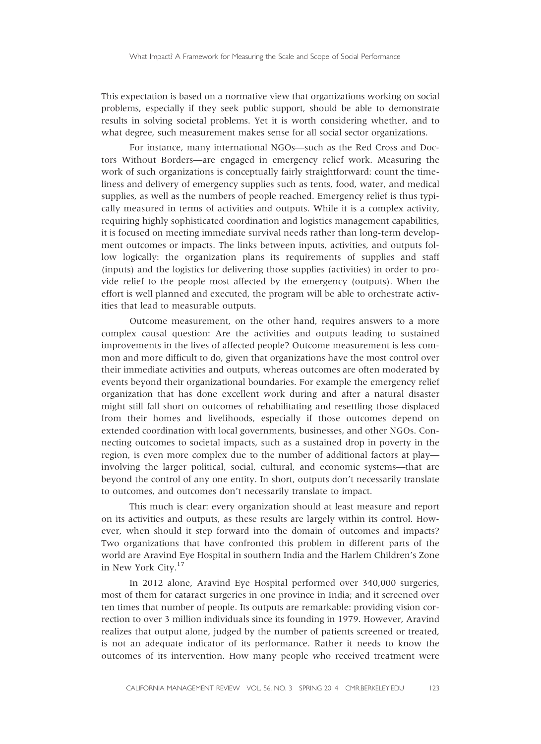This expectation is based on a normative view that organizations working on social problems, especially if they seek public support, should be able to demonstrate results in solving societal problems. Yet it is worth considering whether, and to what degree, such measurement makes sense for all social sector organizations.

For instance, many international NGOs—such as the Red Cross and Doctors Without Borders—are engaged in emergency relief work. Measuring the work of such organizations is conceptually fairly straightforward: count the timeliness and delivery of emergency supplies such as tents, food, water, and medical supplies, as well as the numbers of people reached. Emergency relief is thus typically measured in terms of activities and outputs. While it is a complex activity, requiring highly sophisticated coordination and logistics management capabilities, it is focused on meeting immediate survival needs rather than long-term development outcomes or impacts. The links between inputs, activities, and outputs follow logically: the organization plans its requirements of supplies and staff (inputs) and the logistics for delivering those supplies (activities) in order to provide relief to the people most affected by the emergency (outputs). When the effort is well planned and executed, the program will be able to orchestrate activities that lead to measurable outputs.

Outcome measurement, on the other hand, requires answers to a more complex causal question: Are the activities and outputs leading to sustained improvements in the lives of affected people? Outcome measurement is less common and more difficult to do, given that organizations have the most control over their immediate activities and outputs, whereas outcomes are often moderated by events beyond their organizational boundaries. For example the emergency relief organization that has done excellent work during and after a natural disaster might still fall short on outcomes of rehabilitating and resettling those displaced from their homes and livelihoods, especially if those outcomes depend on extended coordination with local governments, businesses, and other NGOs. Connecting outcomes to societal impacts, such as a sustained drop in poverty in the region, is even more complex due to the number of additional factors at play—involving the larger political, social, cultural, and economic systems—that are beyond the control of any one entity. In short, outputs don't necessarily translate to outcomes, and outcomes don't necessarily translate to impact.

This much is clear: every organization should at least measure and report on its activities and outputs, as these results are largely within its control. However, when should it step forward into the domain of outcomes and impacts? Two organizations that have confronted this problem in different parts of the world are Aravind Eye Hospital in southern India and the Harlem Children's Zone in New York City.[17]

In 2012 alone, Aravind Eye Hospital performed over 340,000 surgeries, most of them for cataract surgeries in one province in India; and it screened over ten times that number of people. Its outputs are remarkable: providing vision correction to over 3 million individuals since its founding in 1979. However, Aravind realizes that output alone, judged by the number of patients screened or treated, is not an adequate indicator of its performance. Rather it needs to know the outcomes of its intervention. How many people who received treatment were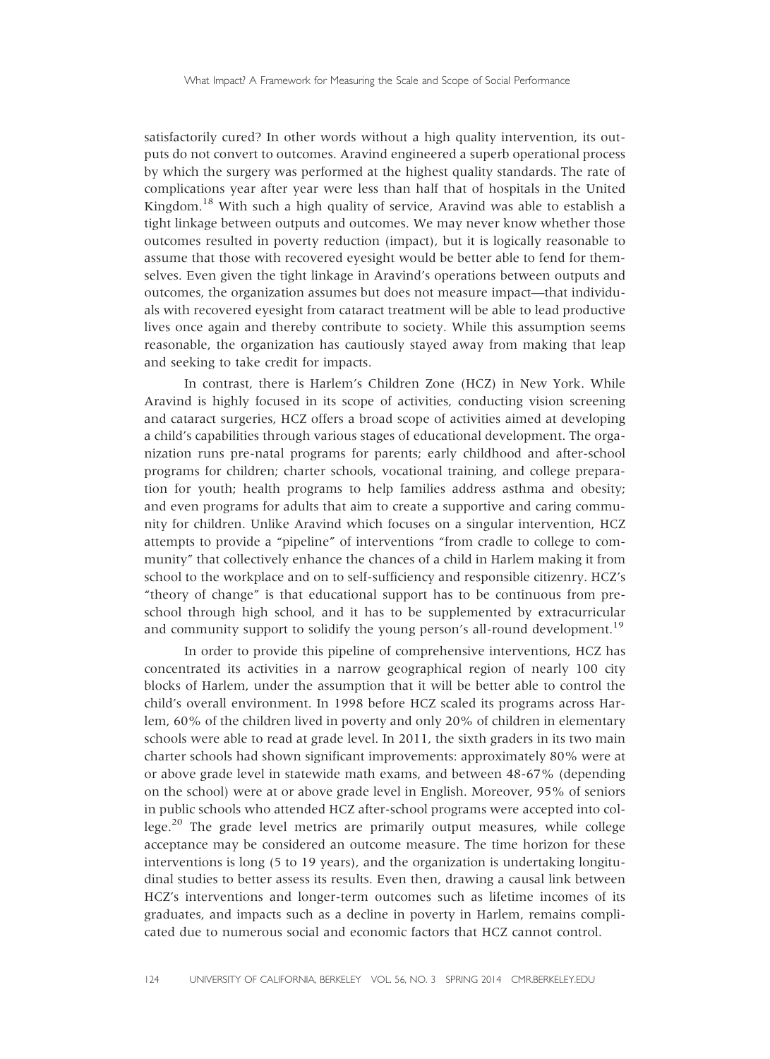satisfactorily cured? In other words without a high quality intervention, its outputs do not convert to outcomes. Aravind engineered a superb operational process by which the surgery was performed at the highest quality standards. The rate of complications year after year were less than half that of hospitals in the United Kingdom.[18] With such a high quality of service, Aravind was able to establish a tight linkage between outputs and outcomes. We may never know whether those outcomes resulted in poverty reduction (impact), but it is logically reasonable to assume that those with recovered eyesight would be better able to fend for themselves. Even given the tight linkage in Aravind's operations between outputs and outcomes, the organization assumes but does not measure impact—that individuals with recovered eyesight from cataract treatment will be able to lead productive lives once again and thereby contribute to society. While this assumption seems reasonable, the organization has cautiously stayed away from making that leap and seeking to take credit for impacts.

In contrast, there is Harlem's Children Zone (HCZ) in New York. While Aravind is highly focused in its scope of activities, conducting vision screening and cataract surgeries, HCZ offers a broad scope of activities aimed at developing a child's capabilities through various stages of educational development. The organization runs pre-natal programs for parents; early childhood and after-school programs for children; charter schools, vocational training, and college preparation for youth; health programs to help families address asthma and obesity; and even programs for adults that aim to create a supportive and caring community for children. Unlike Aravind which focuses on a singular intervention, HCZ attempts to provide a "pipeline" of interventions "from cradle to college to community" that collectively enhance the chances of a child in Harlem making it from school to the workplace and on to self-sufficiency and responsible citizenry. HCZ's "theory of change" is that educational support has to be continuous from preschool through high school, and it has to be supplemented by extracurricular and community support to solidify the young person's all-round development.[19]

In order to provide this pipeline of comprehensive interventions, HCZ has concentrated its activities in a narrow geographical region of nearly 100 city blocks of Harlem, under the assumption that it will be better able to control the child's overall environment. In 1998 before HCZ scaled its programs across Harlem, 60% of the children lived in poverty and only 20% of children in elementary schools were able to read at grade level. In 2011, the sixth graders in its two main charter schools had shown significant improvements: approximately 80% were at or above grade level in statewide math exams, and between 48-67% (depending on the school) were at or above grade level in English. Moreover, 95% of seniors in public schools who attended HCZ after-school programs were accepted into college.[20] The grade level metrics are primarily output measures, while college acceptance may be considered an outcome measure. The time horizon for these interventions is long (5 to 19 years), and the organization is undertaking longitudinal studies to better assess its results. Even then, drawing a causal link between HCZ's interventions and longer-term outcomes such as lifetime incomes of its graduates, and impacts such as a decline in poverty in Harlem, remains complicated due to numerous social and economic factors that HCZ cannot control.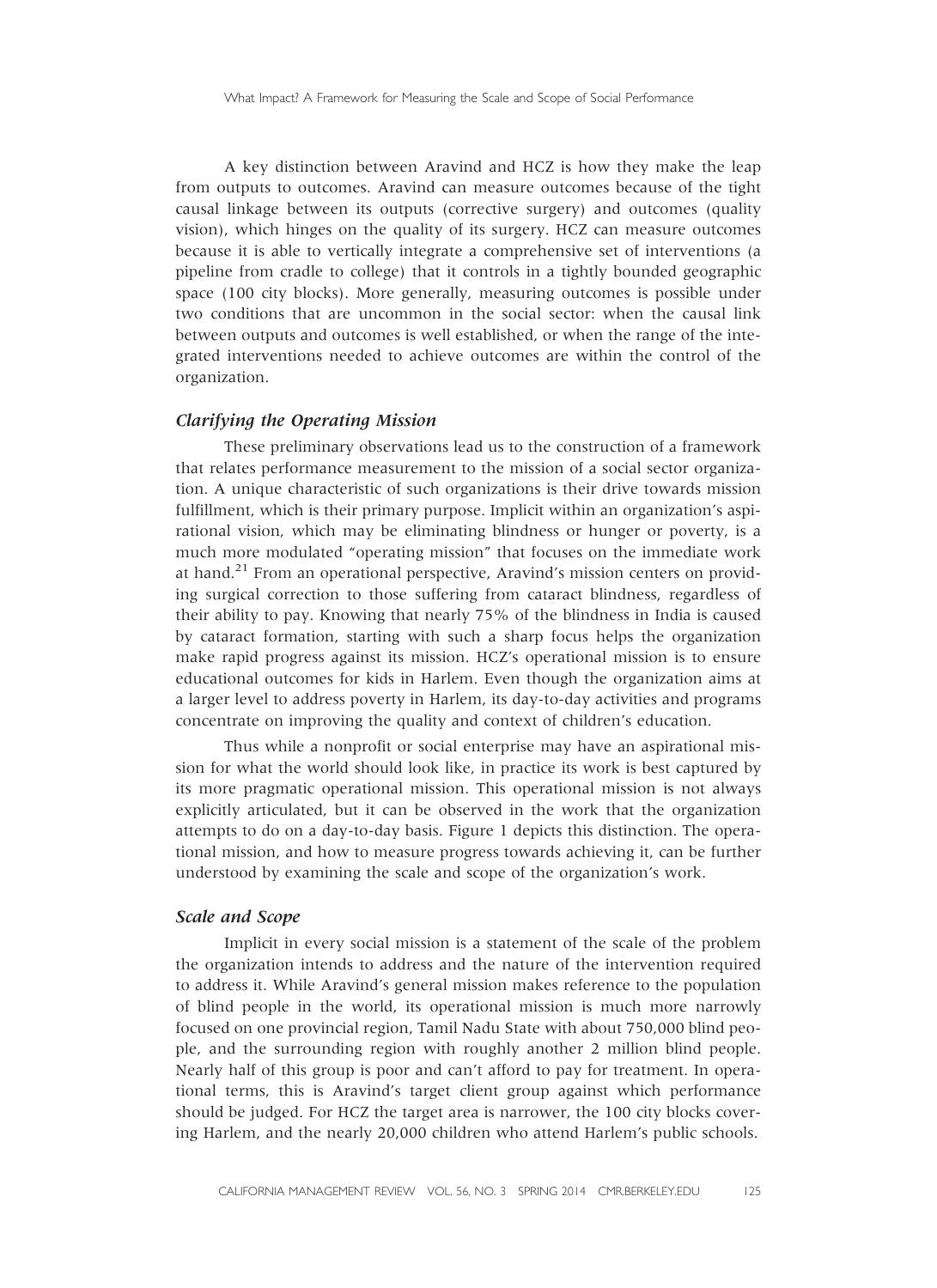A key distinction between Aravind and HCZ is how they make the leap from outputs to outcomes. Aravind can measure outcomes because of the tight causal linkage between its outputs (corrective surgery) and outcomes (quality vision), which hinges on the quality of its surgery. HCZ can measure outcomes because it is able to vertically integrate a comprehensive set of interventions (a pipeline from cradle to college) that it controls in a tightly bounded geographic space (100 city blocks). More generally, measuring outcomes is possible under two conditions that are uncommon in the social sector: when the causal link between outputs and outcomes is well established, or when the range of the integrated interventions needed to achieve outcomes are within the control of the organization.

### *Clarifying the Operating Mission*

These preliminary observations lead us to the construction of a framework that relates performance measurement to the mission of a social sector organization. A unique characteristic of such organizations is their drive towards mission fulfillment, which is their primary purpose. Implicit within an organization's aspirational vision, which may be eliminating blindness or hunger or poverty, is a much more modulated "operating mission" that focuses on the immediate work at hand.[21] From an operational perspective, Aravind's mission centers on providing surgical correction to those suffering from cataract blindness, regardless of their ability to pay. Knowing that nearly 75% of the blindness in India is caused by cataract formation, starting with such a sharp focus helps the organization make rapid progress against its mission. HCZ's operational mission is to ensure educational outcomes for kids in Harlem. Even though the organization aims at a larger level to address poverty in Harlem, its day-to-day activities and programs concentrate on improving the quality and context of children's education.

Thus while a nonprofit or social enterprise may have an aspirational mission for what the world should look like, in practice its work is best captured by its more pragmatic operational mission. This operational mission is not always explicitly articulated, but it can be observed in the work that the organization attempts to do on a day-to-day basis. Figure 1 depicts this distinction. The operational mission, and how to measure progress towards achieving it, can be further understood by examining the scale and scope of the organization's work.

### *Scale and Scope*

Implicit in every social mission is a statement of the scale of the problem the organization intends to address and the nature of the intervention required to address it. While Aravind's general mission makes reference to the population of blind people in the world, its operational mission is much more narrowly focused on one provincial region, Tamil Nadu State with about 750,000 blind people, and the surrounding region with roughly another 2 million blind people. Nearly half of this group is poor and can't afford to pay for treatment. In operational terms, this is Aravind's target client group against which performance should be judged. For HCZ the target area is narrower, the 100 city blocks covering Harlem, and the nearly 20,000 children who attend Harlem's public schools.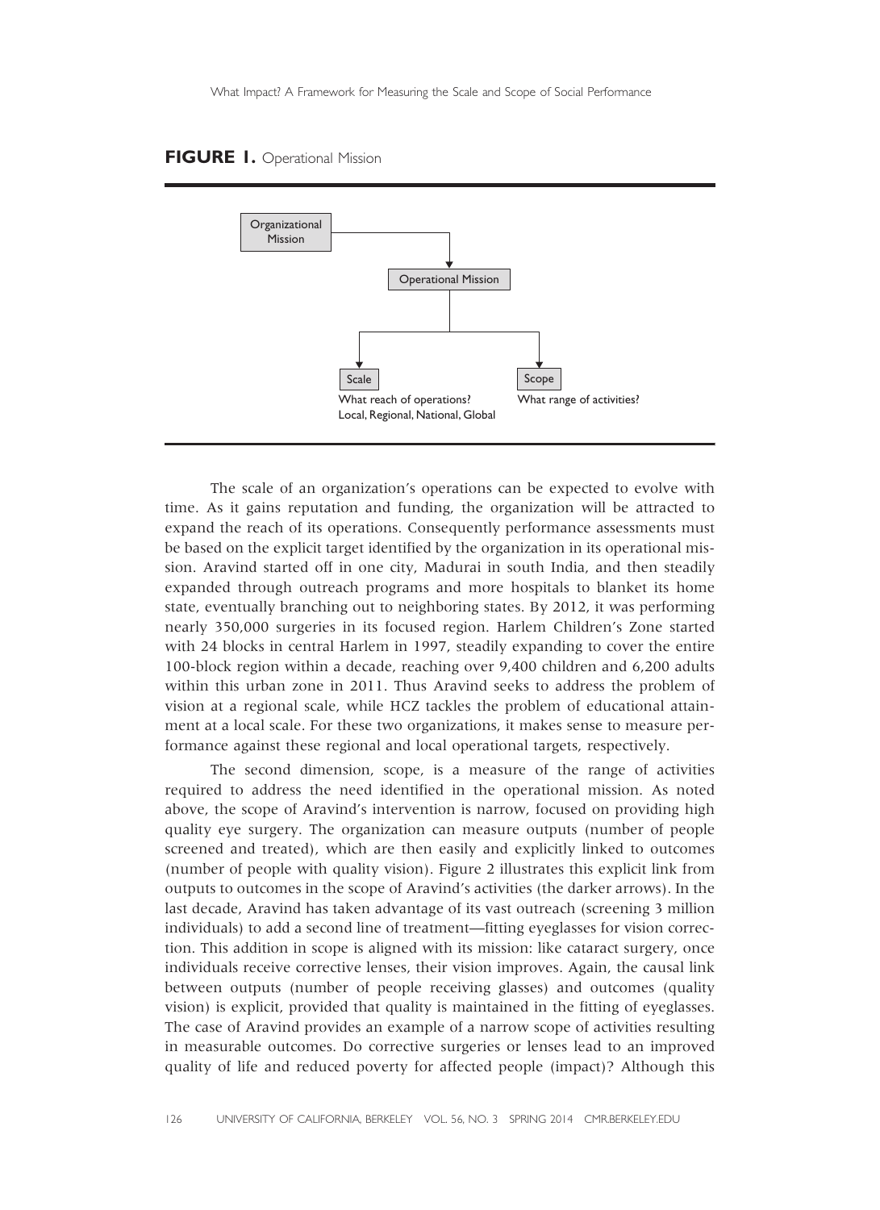**FIGURE 1.** Operational Mission

Organizational Mission → Operational Mission → Scale / Scope

Scale: What reach of operations? Local, Regional, National, Global

Scope: What range of activities?

The scale of an organization's operations can be expected to evolve with time. As it gains reputation and funding, the organization will be attracted to expand the reach of its operations. Consequently performance assessments must be based on the explicit target identified by the organization in its operational mission. Aravind started off in one city, Madurai in south India, and then steadily expanded through outreach programs and more hospitals to blanket its home state, eventually branching out to neighboring states. By 2012, it was performing nearly 350,000 surgeries in its focused region. Harlem Children's Zone started with 24 blocks in central Harlem in 1997, steadily expanding to cover the entire 100-block region within a decade, reaching over 9,400 children and 6,200 adults within this urban zone in 2011. Thus Aravind seeks to address the problem of vision at a regional scale, while HCZ tackles the problem of educational attainment at a local scale. For these two organizations, it makes sense to measure performance against these regional and local operational targets, respectively.

The second dimension, scope, is a measure of the range of activities required to address the need identified in the operational mission. As noted above, the scope of Aravind's intervention is narrow, focused on providing high quality eye surgery. The organization can measure outputs (number of people screened and treated), which are then easily and explicitly linked to outcomes (number of people with quality vision). Figure 2 illustrates this explicit link from outputs to outcomes in the scope of Aravind's activities (the darker arrows). In the last decade, Aravind has taken advantage of its vast outreach (screening 3 million individuals) to add a second line of treatment—fitting eyeglasses for vision correction. This addition in scope is aligned with its mission: like cataract surgery, once individuals receive corrective lenses, their vision improves. Again, the causal link between outputs (number of people receiving glasses) and outcomes (quality vision) is explicit, provided that quality is maintained in the fitting of eyeglasses. The case of Aravind provides an example of a narrow scope of activities resulting in measurable outcomes. Do corrective surgeries or lenses lead to an improved quality of life and reduced poverty for affected people (impact)? Although this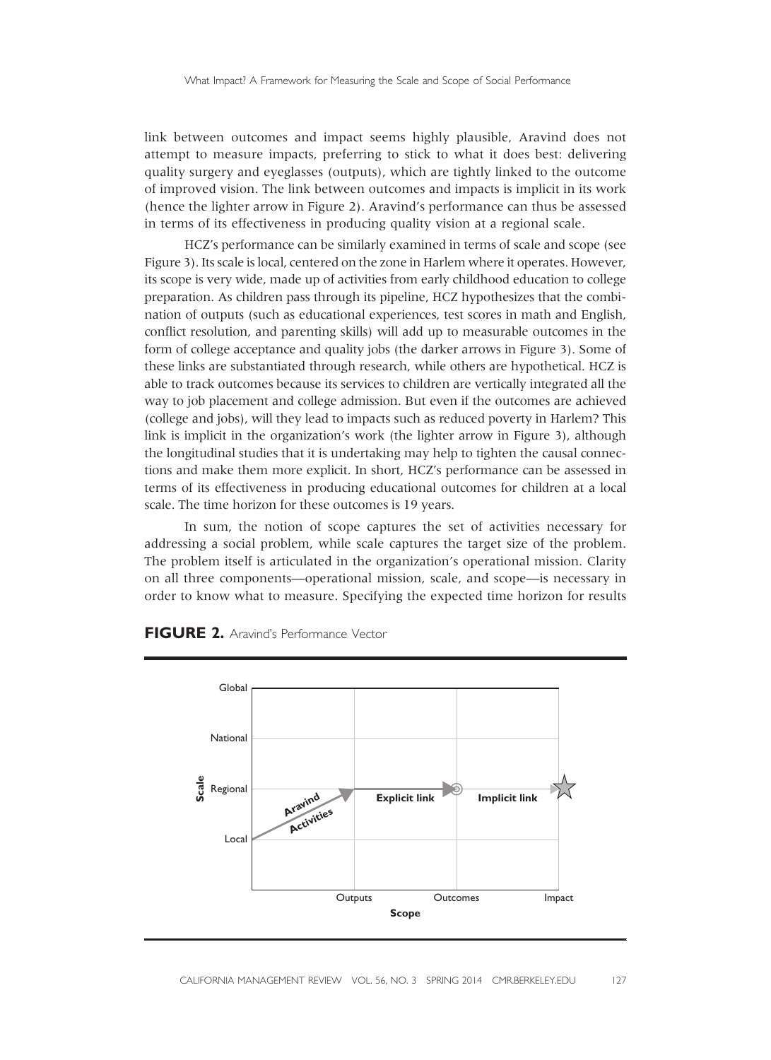link between outcomes and impact seems highly plausible, Aravind does not attempt to measure impacts, preferring to stick to what it does best: delivering quality surgery and eyeglasses (outputs), which are tightly linked to the outcome of improved vision. The link between outcomes and impacts is implicit in its work (hence the lighter arrow in Figure 2). Aravind's performance can thus be assessed in terms of its effectiveness in producing quality vision at a regional scale.

HCZ's performance can be similarly examined in terms of scale and scope (see Figure 3). Its scale is local, centered on the zone in Harlem where it operates. However, its scope is very wide, made up of activities from early childhood education to college preparation. As children pass through its pipeline, HCZ hypothesizes that the combination of outputs (such as educational experiences, test scores in math and English, conflict resolution, and parenting skills) will add up to measurable outcomes in the form of college acceptance and quality jobs (the darker arrows in Figure 3). Some of these links are substantiated through research, while others are hypothetical. HCZ is able to track outcomes because its services to children are vertically integrated all the way to job placement and college admission. But even if the outcomes are achieved (college and jobs), will they lead to impacts such as reduced poverty in Harlem? This link is implicit in the organization's work (the lighter arrow in Figure 3), although the longitudinal studies that it is undertaking may help to tighten the causal connections and make them more explicit. In short, HCZ's performance can be assessed in terms of its effectiveness in producing educational outcomes for children at a local scale. The time horizon for these outcomes is 19 years.

In sum, the notion of scope captures the set of activities necessary for addressing a social problem, while scale captures the target size of the problem. The problem itself is articulated in the organization's operational mission. Clarity on all three components—operational mission, scale, and scope—is necessary in order to know what to measure. Specifying the expected time horizon for results

**FIGURE 2.** Aravind's Performance Vector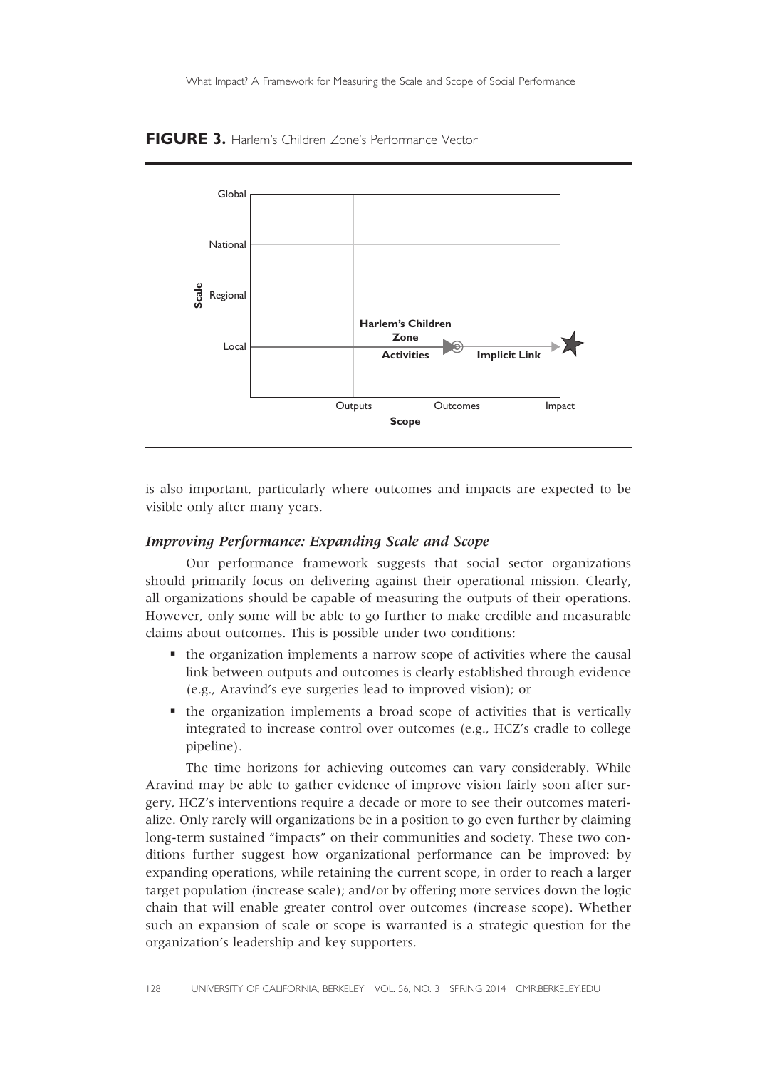**FIGURE 3.** Harlem's Children Zone's Performance Vector

is also important, particularly where outcomes and impacts are expected to be visible only after many years.

### *Improving Performance: Expanding Scale and Scope*

Our performance framework suggests that social sector organizations should primarily focus on delivering against their operational mission. Clearly, all organizations should be capable of measuring the outputs of their operations. However, only some will be able to go further to make credible and measurable claims about outcomes. This is possible under two conditions:

- the organization implements a narrow scope of activities where the causal link between outputs and outcomes is clearly established through evidence (e.g., Aravind's eye surgeries lead to improved vision); or
- the organization implements a broad scope of activities that is vertically integrated to increase control over outcomes (e.g., HCZ's cradle to college pipeline).

The time horizons for achieving outcomes can vary considerably. While Aravind may be able to gather evidence of improve vision fairly soon after surgery, HCZ's interventions require a decade or more to see their outcomes materialize. Only rarely will organizations be in a position to go even further by claiming long-term sustained "impacts" on their communities and society. These two conditions further suggest how organizational performance can be improved: by expanding operations, while retaining the current scope, in order to reach a larger target population (increase scale); and/or by offering more services down the logic chain that will enable greater control over outcomes (increase scope). Whether such an expansion of scale or scope is warranted is a strategic question for the organization's leadership and key supporters.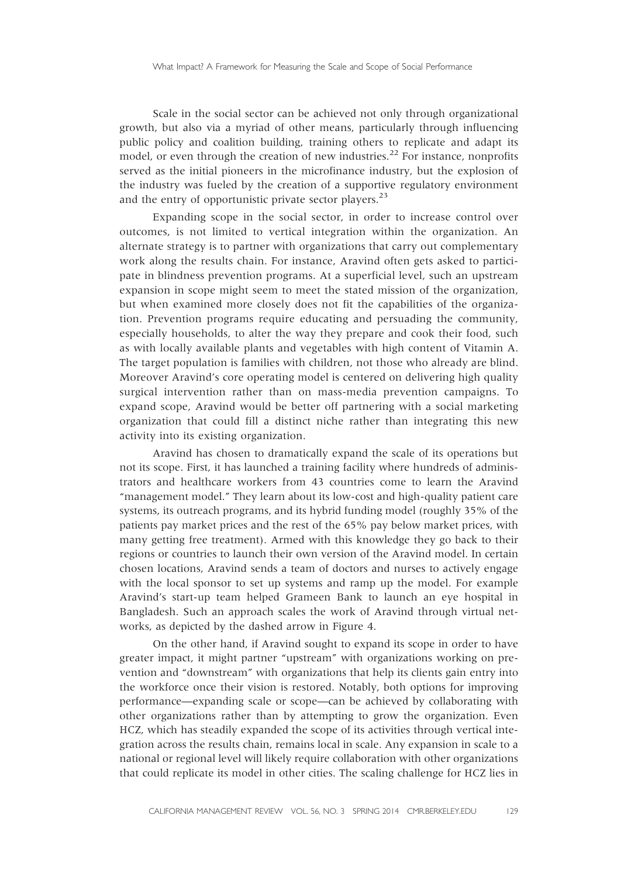Scale in the social sector can be achieved not only through organizational growth, but also via a myriad of other means, particularly through influencing public policy and coalition building, training others to replicate and adapt its model, or even through the creation of new industries.[22] For instance, nonprofits served as the initial pioneers in the microfinance industry, but the explosion of the industry was fueled by the creation of a supportive regulatory environment and the entry of opportunistic private sector players.[23]

Expanding scope in the social sector, in order to increase control over outcomes, is not limited to vertical integration within the organization. An alternate strategy is to partner with organizations that carry out complementary work along the results chain. For instance, Aravind often gets asked to participate in blindness prevention programs. At a superficial level, such an upstream expansion in scope might seem to meet the stated mission of the organization, but when examined more closely does not fit the capabilities of the organization. Prevention programs require educating and persuading the community, especially households, to alter the way they prepare and cook their food, such as with locally available plants and vegetables with high content of Vitamin A. The target population is families with children, not those who already are blind. Moreover Aravind's core operating model is centered on delivering high quality surgical intervention rather than on mass-media prevention campaigns. To expand scope, Aravind would be better off partnering with a social marketing organization that could fill a distinct niche rather than integrating this new activity into its existing organization.

Aravind has chosen to dramatically expand the scale of its operations but not its scope. First, it has launched a training facility where hundreds of administrators and healthcare workers from 43 countries come to learn the Aravind "management model." They learn about its low-cost and high-quality patient care systems, its outreach programs, and its hybrid funding model (roughly 35% of the patients pay market prices and the rest of the 65% pay below market prices, with many getting free treatment). Armed with this knowledge they go back to their regions or countries to launch their own version of the Aravind model. In certain chosen locations, Aravind sends a team of doctors and nurses to actively engage with the local sponsor to set up systems and ramp up the model. For example Aravind's start-up team helped Grameen Bank to launch an eye hospital in Bangladesh. Such an approach scales the work of Aravind through virtual networks, as depicted by the dashed arrow in Figure 4.

On the other hand, if Aravind sought to expand its scope in order to have greater impact, it might partner "upstream" with organizations working on prevention and "downstream" with organizations that help its clients gain entry into the workforce once their vision is restored. Notably, both options for improving performance—expanding scale or scope—can be achieved by collaborating with other organizations rather than by attempting to grow the organization. Even HCZ, which has steadily expanded the scope of its activities through vertical integration across the results chain, remains local in scale. Any expansion in scale to a national or regional level will likely require collaboration with other organizations that could replicate its model in other cities. The scaling challenge for HCZ lies in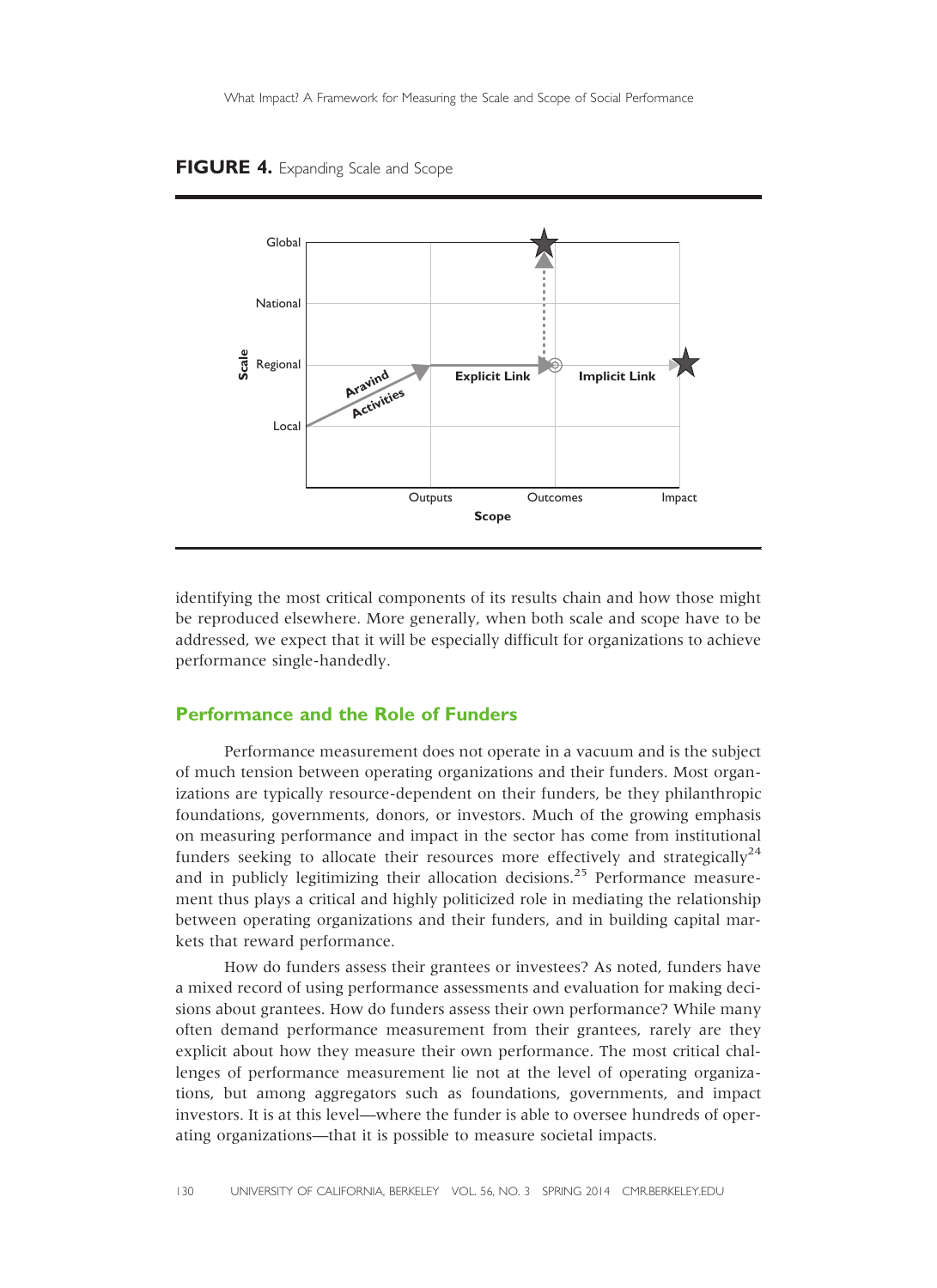**FIGURE 4.** Expanding Scale and Scope

identifying the most critical components of its results chain and how those might be reproduced elsewhere. More generally, when both scale and scope have to be addressed, we expect that it will be especially difficult for organizations to achieve performance single-handedly.

## Performance and the Role of Funders

Performance measurement does not operate in a vacuum and is the subject of much tension between operating organizations and their funders. Most organizations are typically resource-dependent on their funders, be they philanthropic foundations, governments, donors, or investors. Much of the growing emphasis on measuring performance and impact in the sector has come from institutional funders seeking to allocate their resources more effectively and strategically[24] and in publicly legitimizing their allocation decisions.[25] Performance measurement thus plays a critical and highly politicized role in mediating the relationship between operating organizations and their funders, and in building capital markets that reward performance.

How do funders assess their grantees or investees? As noted, funders have a mixed record of using performance assessments and evaluation for making decisions about grantees. How do funders assess their own performance? While many often demand performance measurement from their grantees, rarely are they explicit about how they measure their own performance. The most critical challenges of performance measurement lie not at the level of operating organizations, but among aggregators such as foundations, governments, and impact investors. It is at this level—where the funder is able to oversee hundreds of operating organizations—that it is possible to measure societal impacts.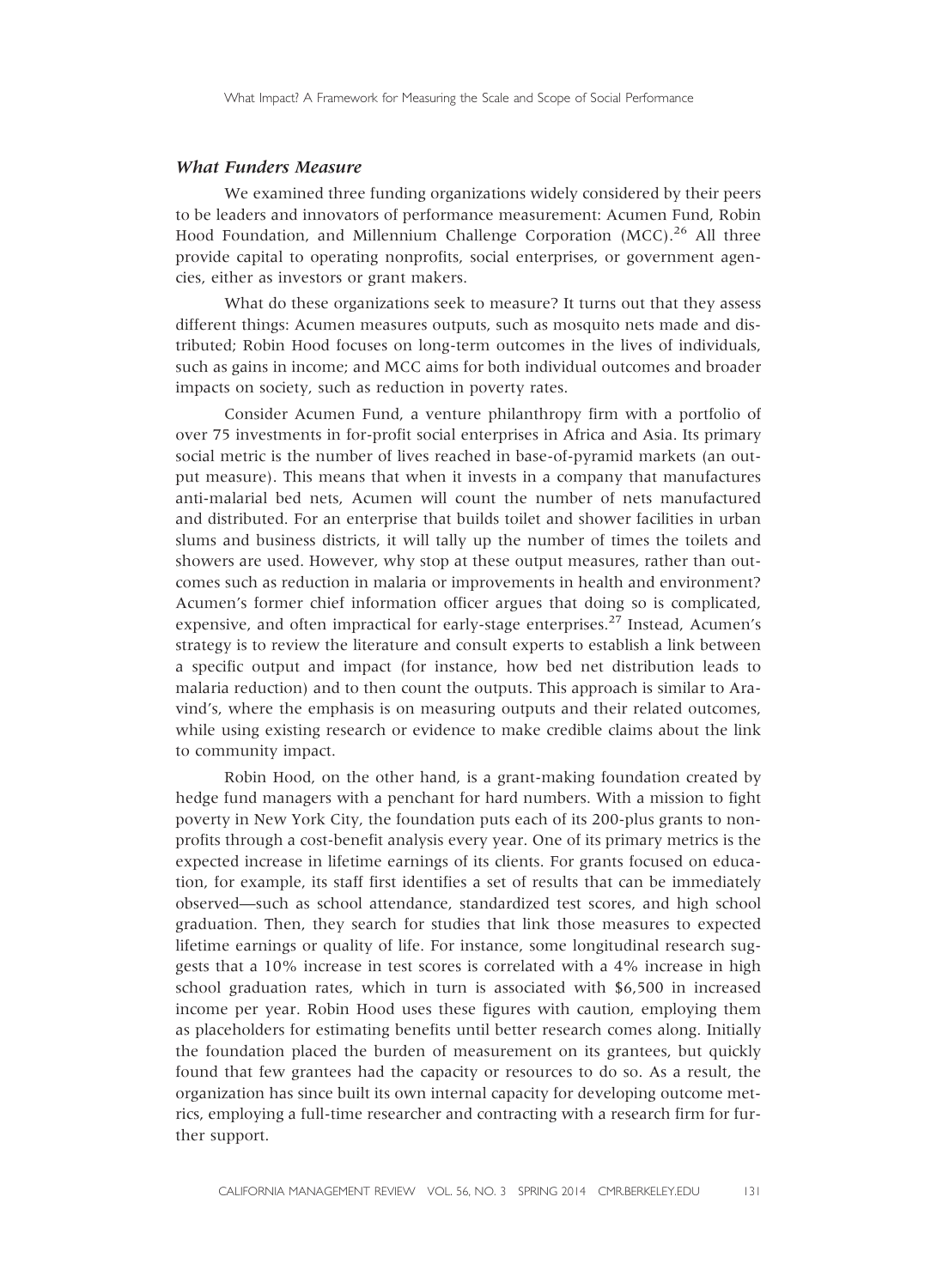### *What Funders Measure*

We examined three funding organizations widely considered by their peers to be leaders and innovators of performance measurement: Acumen Fund, Robin Hood Foundation, and Millennium Challenge Corporation (MCC).[26] All three provide capital to operating nonprofits, social enterprises, or government agencies, either as investors or grant makers.

What do these organizations seek to measure? It turns out that they assess different things: Acumen measures outputs, such as mosquito nets made and distributed; Robin Hood focuses on long-term outcomes in the lives of individuals, such as gains in income; and MCC aims for both individual outcomes and broader impacts on society, such as reduction in poverty rates.

Consider Acumen Fund, a venture philanthropy firm with a portfolio of over 75 investments in for-profit social enterprises in Africa and Asia. Its primary social metric is the number of lives reached in base-of-pyramid markets (an output measure). This means that when it invests in a company that manufactures anti-malarial bed nets, Acumen will count the number of nets manufactured and distributed. For an enterprise that builds toilet and shower facilities in urban slums and business districts, it will tally up the number of times the toilets and showers are used. However, why stop at these output measures, rather than outcomes such as reduction in malaria or improvements in health and environment? Acumen's former chief information officer argues that doing so is complicated, expensive, and often impractical for early-stage enterprises.[27] Instead, Acumen's strategy is to review the literature and consult experts to establish a link between a specific output and impact (for instance, how bed net distribution leads to malaria reduction) and to then count the outputs. This approach is similar to Aravind's, where the emphasis is on measuring outputs and their related outcomes, while using existing research or evidence to make credible claims about the link to community impact.

Robin Hood, on the other hand, is a grant-making foundation created by hedge fund managers with a penchant for hard numbers. With a mission to fight poverty in New York City, the foundation puts each of its 200-plus grants to nonprofits through a cost-benefit analysis every year. One of its primary metrics is the expected increase in lifetime earnings of its clients. For grants focused on education, for example, its staff first identifies a set of results that can be immediately observed—such as school attendance, standardized test scores, and high school graduation. Then, they search for studies that link those measures to expected lifetime earnings or quality of life. For instance, some longitudinal research suggests that a 10% increase in test scores is correlated with a 4% increase in high school graduation rates, which in turn is associated with $6,500 in increased income per year. Robin Hood uses these figures with caution, employing them as placeholders for estimating benefits until better research comes along. Initially the foundation placed the burden of measurement on its grantees, but quickly found that few grantees had the capacity or resources to do so. As a result, the organization has since built its own internal capacity for developing outcome metrics, employing a full-time researcher and contracting with a research firm for further support.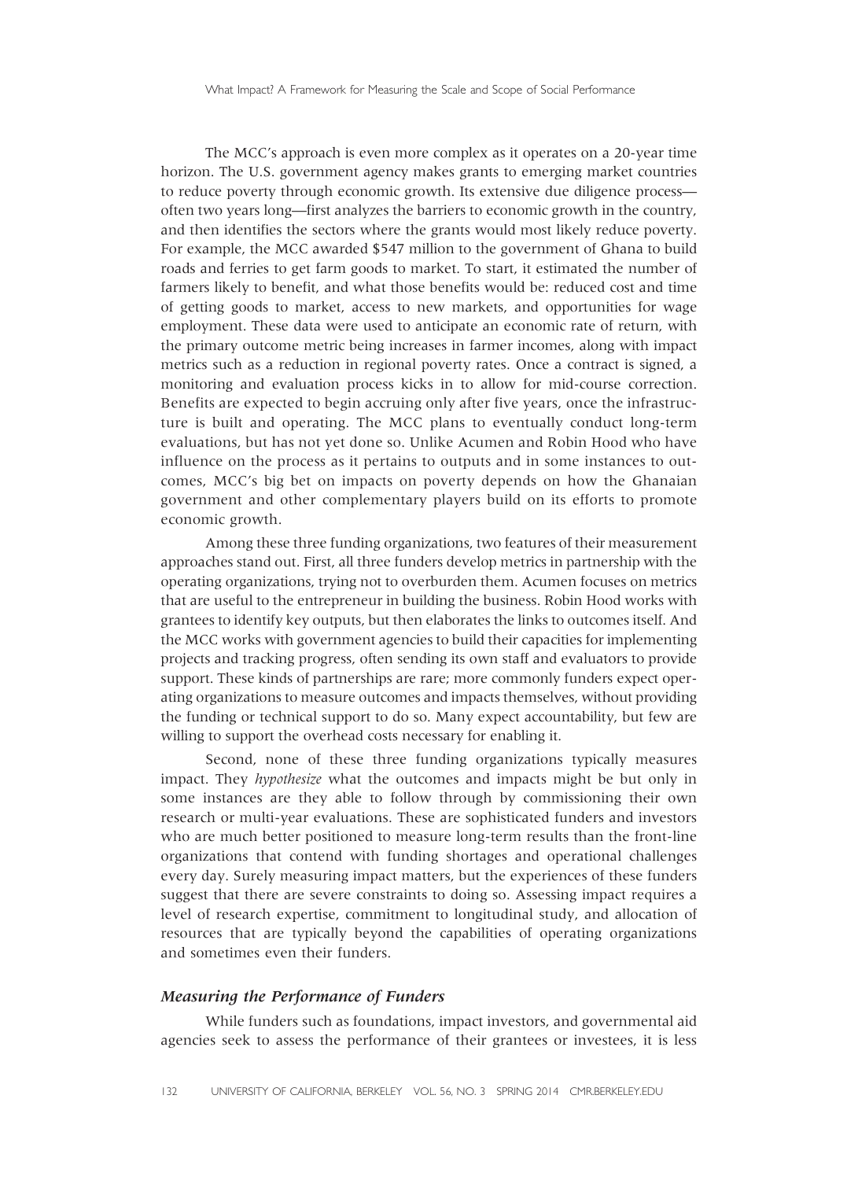The MCC's approach is even more complex as it operates on a 20-year time horizon. The U.S. government agency makes grants to emerging market countries to reduce poverty through economic growth. Its extensive due diligence process—often two years long—first analyzes the barriers to economic growth in the country, and then identifies the sectors where the grants would most likely reduce poverty. For example, the MCC awarded $547 million to the government of Ghana to build roads and ferries to get farm goods to market. To start, it estimated the number of farmers likely to benefit, and what those benefits would be: reduced cost and time of getting goods to market, access to new markets, and opportunities for wage employment. These data were used to anticipate an economic rate of return, with the primary outcome metric being increases in farmer incomes, along with impact metrics such as a reduction in regional poverty rates. Once a contract is signed, a monitoring and evaluation process kicks in to allow for mid-course correction. Benefits are expected to begin accruing only after five years, once the infrastructure is built and operating. The MCC plans to eventually conduct long-term evaluations, but has not yet done so. Unlike Acumen and Robin Hood who have influence on the process as it pertains to outputs and in some instances to outcomes, MCC's big bet on impacts on poverty depends on how the Ghanaian government and other complementary players build on its efforts to promote economic growth.

Among these three funding organizations, two features of their measurement approaches stand out. First, all three funders develop metrics in partnership with the operating organizations, trying not to overburden them. Acumen focuses on metrics that are useful to the entrepreneur in building the business. Robin Hood works with grantees to identify key outputs, but then elaborates the links to outcomes itself. And the MCC works with government agencies to build their capacities for implementing projects and tracking progress, often sending its own staff and evaluators to provide support. These kinds of partnerships are rare; more commonly funders expect operating organizations to measure outcomes and impacts themselves, without providing the funding or technical support to do so. Many expect accountability, but few are willing to support the overhead costs necessary for enabling it.

Second, none of these three funding organizations typically measures impact. They *hypothesize* what the outcomes and impacts might be but only in some instances are they able to follow through by commissioning their own research or multi-year evaluations. These are sophisticated funders and investors who are much better positioned to measure long-term results than the front-line organizations that contend with funding shortages and operational challenges every day. Surely measuring impact matters, but the experiences of these funders suggest that there are severe constraints to doing so. Assessing impact requires a level of research expertise, commitment to longitudinal study, and allocation of resources that are typically beyond the capabilities of operating organizations and sometimes even their funders.

### *Measuring the Performance of Funders*

While funders such as foundations, impact investors, and governmental aid agencies seek to assess the performance of their grantees or investees, it is less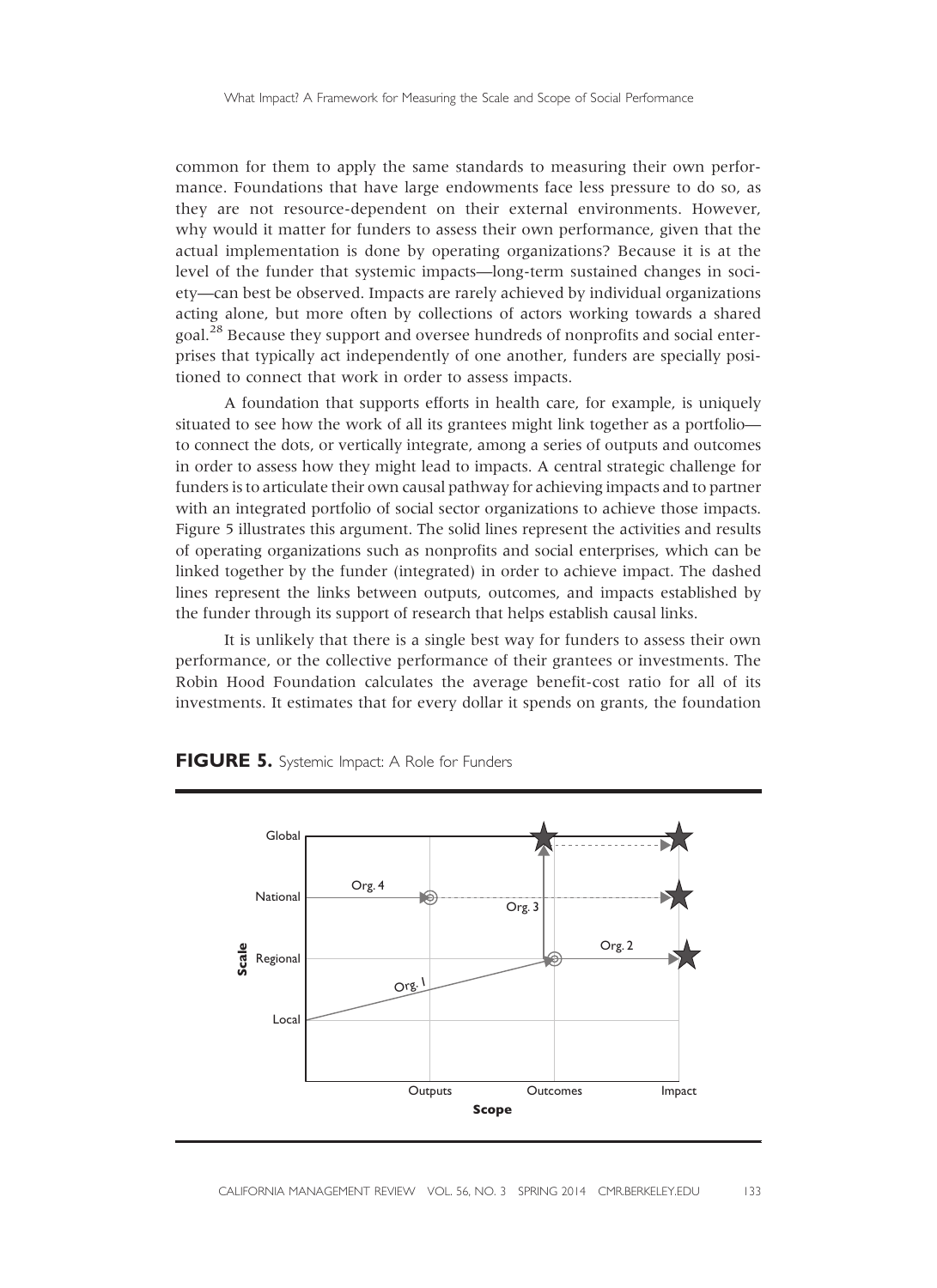common for them to apply the same standards to measuring their own performance. Foundations that have large endowments face less pressure to do so, as they are not resource-dependent on their external environments. However, why would it matter for funders to assess their own performance, given that the actual implementation is done by operating organizations? Because it is at the level of the funder that systemic impacts—long-term sustained changes in society—can best be observed. Impacts are rarely achieved by individual organizations acting alone, but more often by collections of actors working towards a shared goal.[28] Because they support and oversee hundreds of nonprofits and social enterprises that typically act independently of one another, funders are specially positioned to connect that work in order to assess impacts.

A foundation that supports efforts in health care, for example, is uniquely situated to see how the work of all its grantees might link together as a portfolio—to connect the dots, or vertically integrate, among a series of outputs and outcomes in order to assess how they might lead to impacts. A central strategic challenge for funders is to articulate their own causal pathway for achieving impacts and to partner with an integrated portfolio of social sector organizations to achieve those impacts. Figure 5 illustrates this argument. The solid lines represent the activities and results of operating organizations such as nonprofits and social enterprises, which can be linked together by the funder (integrated) in order to achieve impact. The dashed lines represent the links between outputs, outcomes, and impacts established by the funder through its support of research that helps establish causal links.

It is unlikely that there is a single best way for funders to assess their own performance, or the collective performance of their grantees or investments. The Robin Hood Foundation calculates the average benefit-cost ratio for all of its investments. It estimates that for every dollar it spends on grants, the foundation

**FIGURE 5.** Systemic Impact: A Role for Funders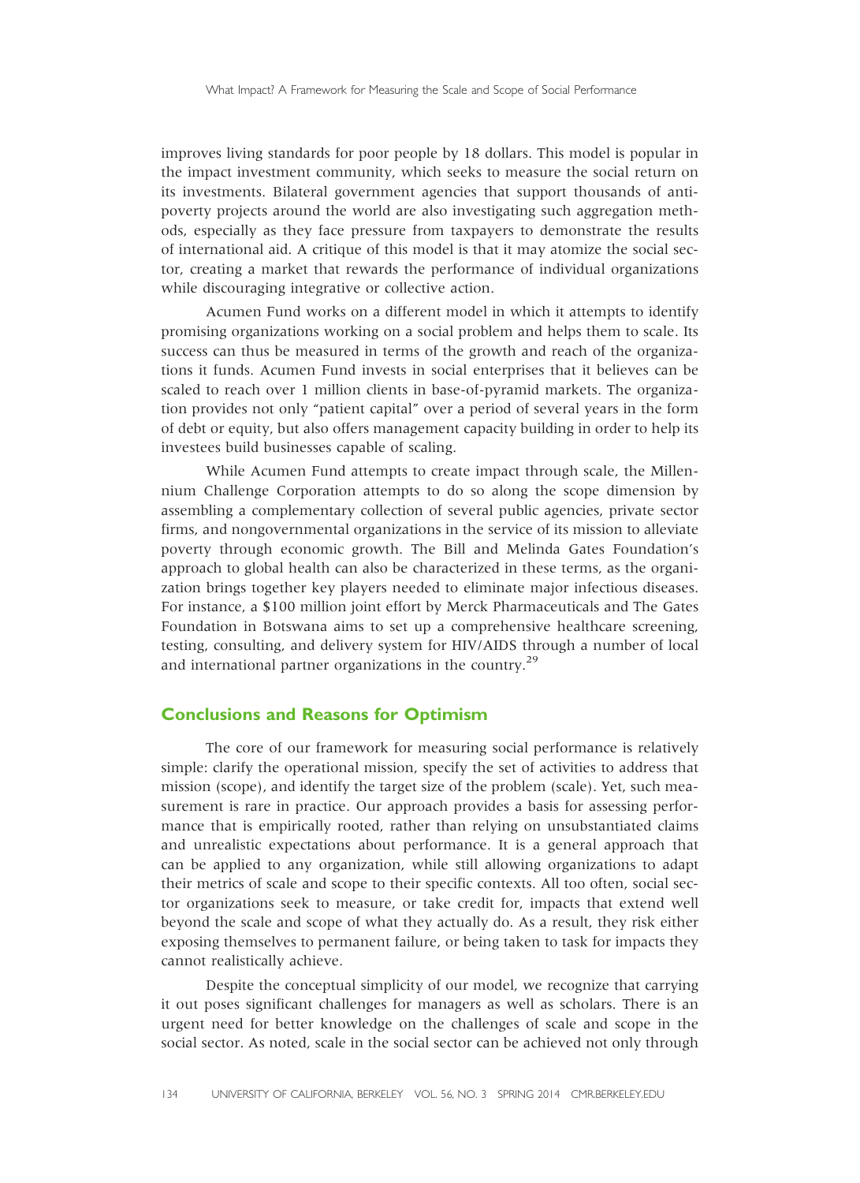improves living standards for poor people by 18 dollars. This model is popular in the impact investment community, which seeks to measure the social return on its investments. Bilateral government agencies that support thousands of anti-poverty projects around the world are also investigating such aggregation methods, especially as they face pressure from taxpayers to demonstrate the results of international aid. A critique of this model is that it may atomize the social sector, creating a market that rewards the performance of individual organizations while discouraging integrative or collective action.

Acumen Fund works on a different model in which it attempts to identify promising organizations working on a social problem and helps them to scale. Its success can thus be measured in terms of the growth and reach of the organizations it funds. Acumen Fund invests in social enterprises that it believes can be scaled to reach over 1 million clients in base-of-pyramid markets. The organization provides not only "patient capital" over a period of several years in the form of debt or equity, but also offers management capacity building in order to help its investees build businesses capable of scaling.

While Acumen Fund attempts to create impact through scale, the Millennium Challenge Corporation attempts to do so along the scope dimension by assembling a complementary collection of several public agencies, private sector firms, and nongovernmental organizations in the service of its mission to alleviate poverty through economic growth. The Bill and Melinda Gates Foundation's approach to global health can also be characterized in these terms, as the organization brings together key players needed to eliminate major infectious diseases. For instance, a $100 million joint effort by Merck Pharmaceuticals and The Gates Foundation in Botswana aims to set up a comprehensive healthcare screening, testing, consulting, and delivery system for HIV/AIDS through a number of local and international partner organizations in the country.[29]

## Conclusions and Reasons for Optimism

The core of our framework for measuring social performance is relatively simple: clarify the operational mission, specify the set of activities to address that mission (scope), and identify the target size of the problem (scale). Yet, such measurement is rare in practice. Our approach provides a basis for assessing performance that is empirically rooted, rather than relying on unsubstantiated claims and unrealistic expectations about performance. It is a general approach that can be applied to any organization, while still allowing organizations to adapt their metrics of scale and scope to their specific contexts. All too often, social sector organizations seek to measure, or take credit for, impacts that extend well beyond the scale and scope of what they actually do. As a result, they risk either exposing themselves to permanent failure, or being taken to task for impacts they cannot realistically achieve.

Despite the conceptual simplicity of our model, we recognize that carrying it out poses significant challenges for managers as well as scholars. There is an urgent need for better knowledge on the challenges of scale and scope in the social sector. As noted, scale in the social sector can be achieved not only through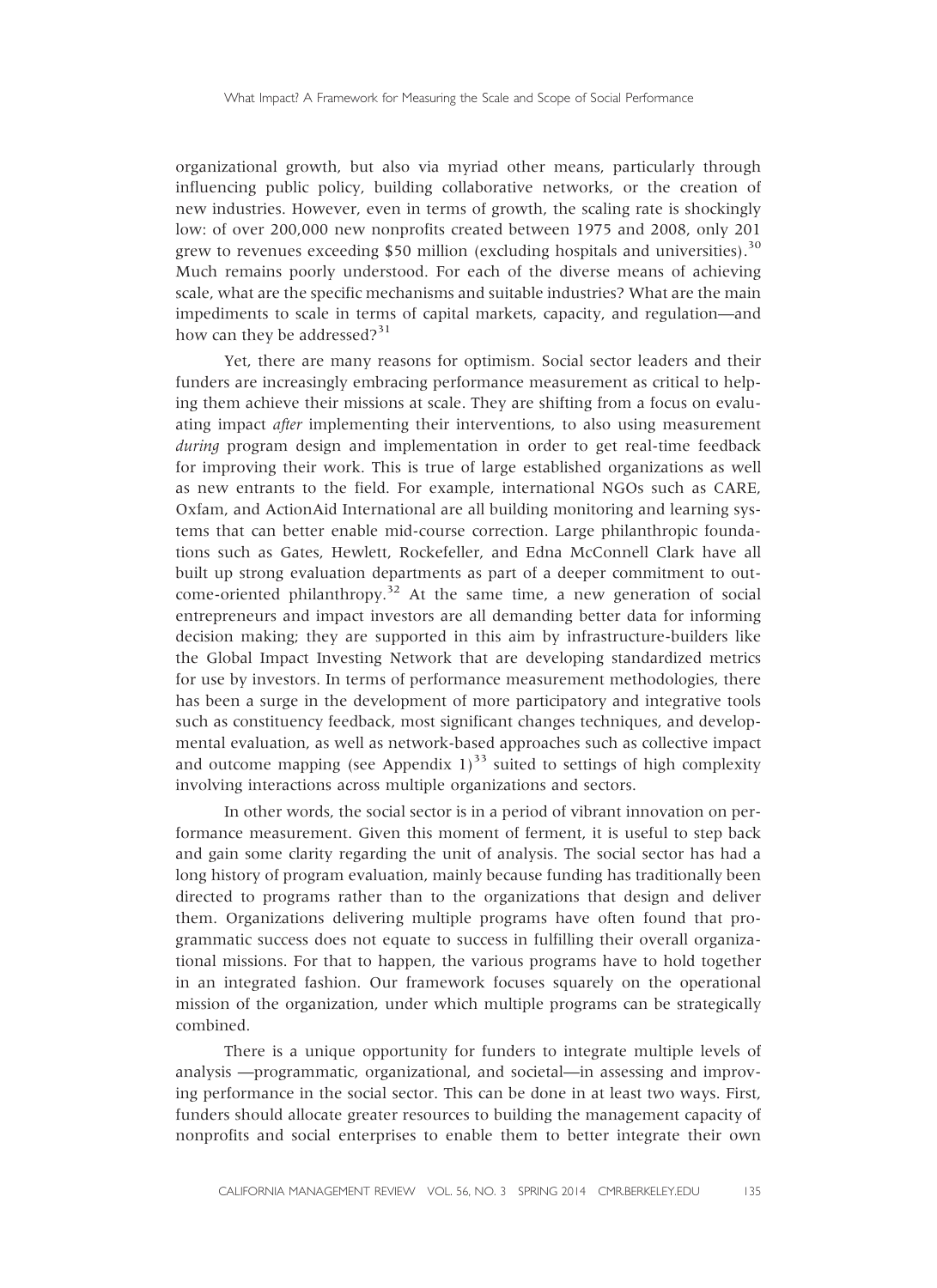organizational growth, but also via myriad other means, particularly through influencing public policy, building collaborative networks, or the creation of new industries. However, even in terms of growth, the scaling rate is shockingly low: of over 200,000 new nonprofits created between 1975 and 2008, only 201 grew to revenues exceeding $50 million (excluding hospitals and universities).[30] Much remains poorly understood. For each of the diverse means of achieving scale, what are the specific mechanisms and suitable industries? What are the main impediments to scale in terms of capital markets, capacity, and regulation—and how can they be addressed?[31]

Yet, there are many reasons for optimism. Social sector leaders and their funders are increasingly embracing performance measurement as critical to helping them achieve their missions at scale. They are shifting from a focus on evaluating impact *after* implementing their interventions, to also using measurement *during* program design and implementation in order to get real-time feedback for improving their work. This is true of large established organizations as well as new entrants to the field. For example, international NGOs such as CARE, Oxfam, and ActionAid International are all building monitoring and learning systems that can better enable mid-course correction. Large philanthropic foundations such as Gates, Hewlett, Rockefeller, and Edna McConnell Clark have all built up strong evaluation departments as part of a deeper commitment to outcome-oriented philanthropy.[32] At the same time, a new generation of social entrepreneurs and impact investors are all demanding better data for informing decision making; they are supported in this aim by infrastructure-builders like the Global Impact Investing Network that are developing standardized metrics for use by investors. In terms of performance measurement methodologies, there has been a surge in the development of more participatory and integrative tools such as constituency feedback, most significant changes techniques, and developmental evaluation, as well as network-based approaches such as collective impact and outcome mapping (see Appendix 1)[33] suited to settings of high complexity involving interactions across multiple organizations and sectors.

In other words, the social sector is in a period of vibrant innovation on performance measurement. Given this moment of ferment, it is useful to step back and gain some clarity regarding the unit of analysis. The social sector has had a long history of program evaluation, mainly because funding has traditionally been directed to programs rather than to the organizations that design and deliver them. Organizations delivering multiple programs have often found that programmatic success does not equate to success in fulfilling their overall organizational missions. For that to happen, the various programs have to hold together in an integrated fashion. Our framework focuses squarely on the operational mission of the organization, under which multiple programs can be strategically combined.

There is a unique opportunity for funders to integrate multiple levels of analysis —programmatic, organizational, and societal—in assessing and improving performance in the social sector. This can be done in at least two ways. First, funders should allocate greater resources to building the management capacity of nonprofits and social enterprises to enable them to better integrate their own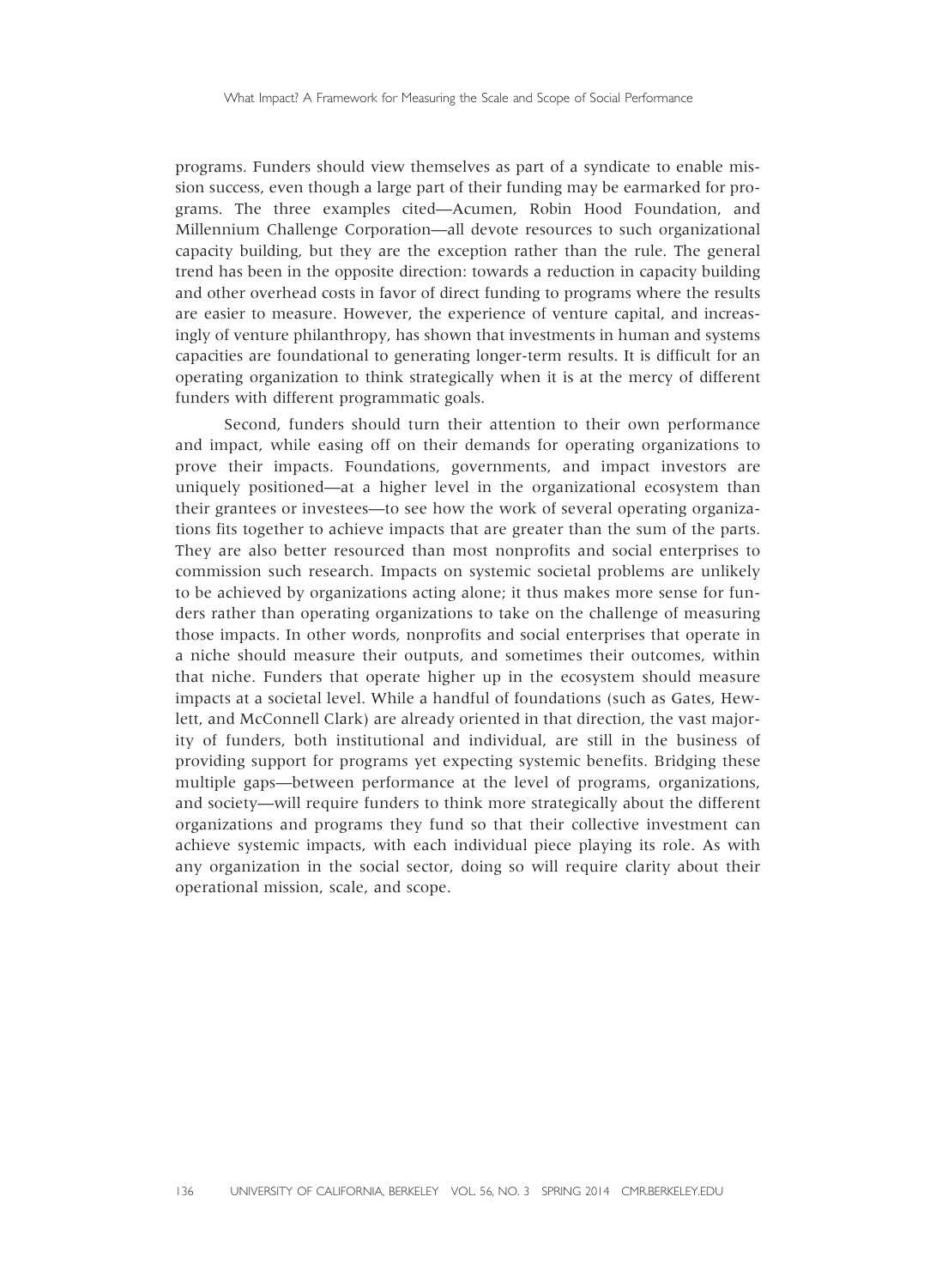programs. Funders should view themselves as part of a syndicate to enable mission success, even though a large part of their funding may be earmarked for programs. The three examples cited—Acumen, Robin Hood Foundation, and Millennium Challenge Corporation—all devote resources to such organizational capacity building, but they are the exception rather than the rule. The general trend has been in the opposite direction: towards a reduction in capacity building and other overhead costs in favor of direct funding to programs where the results are easier to measure. However, the experience of venture capital, and increasingly of venture philanthropy, has shown that investments in human and systems capacities are foundational to generating longer-term results. It is difficult for an operating organization to think strategically when it is at the mercy of different funders with different programmatic goals.

Second, funders should turn their attention to their own performance and impact, while easing off on their demands for operating organizations to prove their impacts. Foundations, governments, and impact investors are uniquely positioned—at a higher level in the organizational ecosystem than their grantees or investees—to see how the work of several operating organizations fits together to achieve impacts that are greater than the sum of the parts. They are also better resourced than most nonprofits and social enterprises to commission such research. Impacts on systemic societal problems are unlikely to be achieved by organizations acting alone; it thus makes more sense for funders rather than operating organizations to take on the challenge of measuring those impacts. In other words, nonprofits and social enterprises that operate in a niche should measure their outputs, and sometimes their outcomes, within that niche. Funders that operate higher up in the ecosystem should measure impacts at a societal level. While a handful of foundations (such as Gates, Hewlett, and McConnell Clark) are already oriented in that direction, the vast majority of funders, both institutional and individual, are still in the business of providing support for programs yet expecting systemic benefits. Bridging these multiple gaps—between performance at the level of programs, organizations, and society—will require funders to think more strategically about the different organizations and programs they fund so that their collective investment can achieve systemic impacts, with each individual piece playing its role. As with any organization in the social sector, doing so will require clarity about their operational mission, scale, and scope.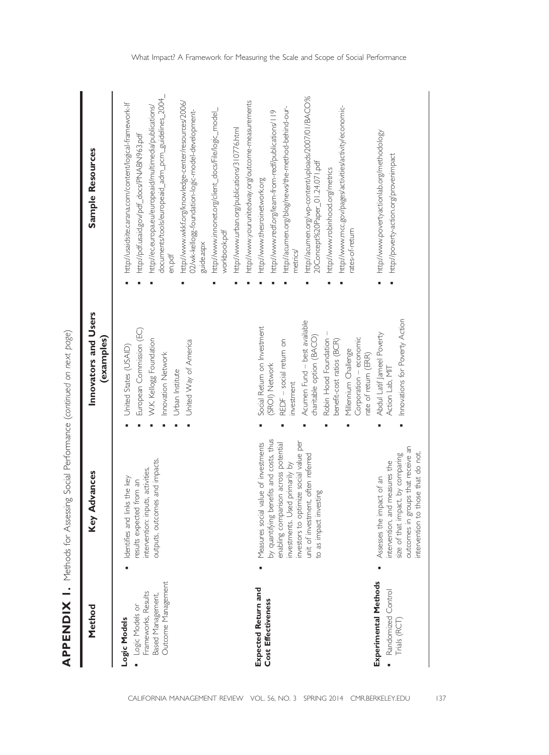**APPENDIX 1.** Methods for Assessing Social Performance *(continued on next page)*

| Method | Key Advances | Innovators and Users (examples) | Sample Resources |
|---|---|---|---|
| **Logic Models**<br>▪ Logic Models or Frameworks, Results Based Management, Outcome Management | ▪ Identifies and links the key results expected from an intervention: inputs, activities, outputs, outcomes and impacts. | ▪ United States (USAID)<br>▪ European Commission (EC)<br>▪ W.K. Kellogg Foundation<br>▪ Innovation Network<br>▪ Urban Institute<br>▪ United Way of America | ▪ http://usaidsite.carana.com/content/logical-framework-lf<br>▪ http://pdf.usaid.gov/pdf_docs/PNABN963.pdf<br>▪ http://ec.europa.eu/europeaid/multimedia/publications/documents/tools/europeaid_adm_pcm_guidelines_2004_en.pdf<br>▪ http://www.wkkf.org/knowledge-center/resources/2006/02/wk-kellogg-foundation-logic-model-development-guide.aspx<br>▪ http://www.innonet.org/client_docs/File/logic_model_workbook.pdf<br>▪ http://www.urban.org/publications/310776.html<br>▪ http://www.yourunitedway.org/outcome-measurements |
| **Expected Return and Cost Effectiveness** | ▪ Measures social value of investments by quantifying benefits and costs, thus enabling comparison across potential investments. Used primarily by investors to optimize social value per unit of investment, often referred to as impact investing | ▪ Social Return on Investment (SROI) Network<br>▪ REDF – social return on investment<br>▪ Acumen Fund – best available charitable option (BACO)<br>▪ Robin Hood Foundation – benefit-cost ratios (BCR)<br>▪ Millennium Challenge Corporation – economic rate of return (ERR) | ▪ http://www.thesroinetwork.org<br>▪ http://www.redf.org/learn-from-redf/publications/119<br>▪ http://acumen.org/blog/news/the-method-behind-our-metrics/<br>▪ http://acumen.org/wp-content/uploads/2007/01/BACO%20Concept%20Paper_01.24.071.pdf<br>▪ http://www.robinhood.org/metrics<br>▪ http://www.mcc.gov/pages/activities/activity/economic-rates-of-return |
| **Experimental Methods**<br>▪ Randomized Control Trials (RCT) | ▪ Assesses the impact of an intervention, and measures the size of that impact, by comparing outcomes in groups that receive an intervention to those that do not. | ▪ Abdul Latif Jameel Poverty Action Lab, MIT<br>▪ Innovations for Poverty Action | ▪ http://www.povertyactionlab.org/methodology<br>▪ http://poverty-action.org/provenimpact |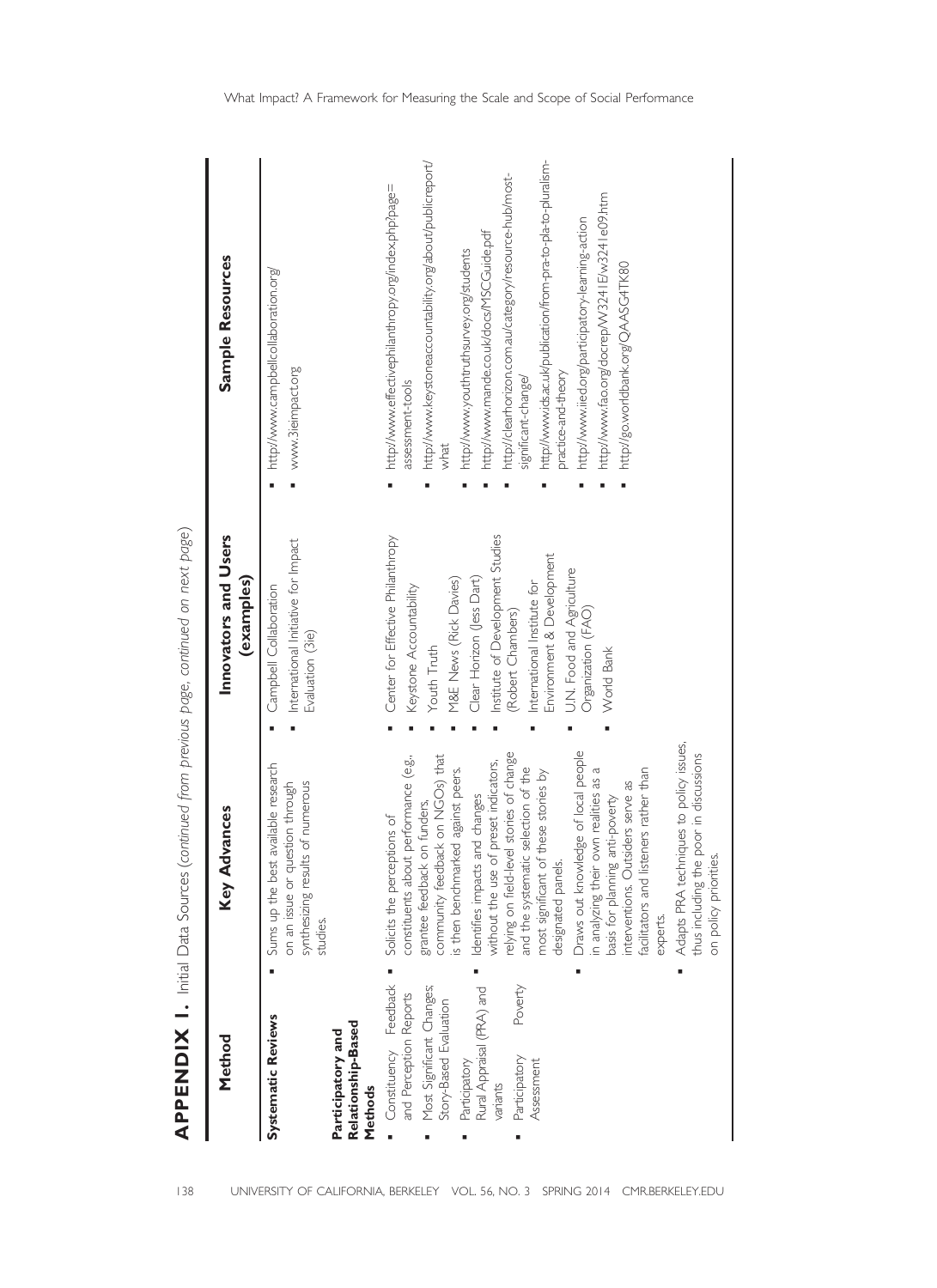## APPENDIX 1. Initial Data Sources (*continued from previous page, continued on next page*)

| Method | Key Advances | Innovators and Users (examples) | Sample Resources |
|---|---|---|---|
| **Systematic Reviews** | ▪ Sums up the best available research on an issue or question through synthesizing results of numerous studies. | ▪ Campbell Collaboration<br>▪ International Initiative for Impact Evaluation (3ie) | ▪ http://www.campbellcollaboration.org/<br>▪ www.3ieimpact.org |
| **Participatory and Relationship-Based Methods**<br>▪ Constituency Feedback and Perception Reports<br>▪ Most Significant Changes; Story-Based Evaluation<br>▪ Participatory Rural Appraisal (PRA) and variants<br>▪ Participatory Poverty Assessment | ▪ Solicits the perceptions of constituents about performance (e.g., grantee feedback on funders, community feedback on NGOs) that is then benchmarked against peers.<br>▪ Identifies impacts and changes without the use of preset indicators, relying on field-level stories of change and the systematic selection of the most significant of these stories by designated panels.<br>▪ Draws out knowledge of local people in analyzing their own realities as a basis for planning anti-poverty interventions. Outsiders serve as facilitators and listeners rather than experts.<br>▪ Adapts PRA techniques to policy issues, thus including the poor in discussions on policy priorities. | ▪ Center for Effective Philanthropy<br>▪ Keystone Accountability<br>▪ Youth Truth<br>▪ M&E News (Rick Davies)<br>▪ Clear Horizon (Jess Dart)<br>▪ Institute of Development Studies (Robert Chambers)<br>▪ International Institute for Environment & Development<br>▪ U.N. Food and Agriculture Organization (FAO)<br>▪ World Bank | ▪ http://www.effectivephilanthropy.org/index.php?page=assessment-tools<br>▪ http://www.keystoneaccountability.org/about/publicreport/what<br>▪ http://www.youthtruthsurvey.org/students<br>▪ http://www.mande.co.uk/docs/MSCGuide.pdf<br>▪ http://clearhorizon.com.au/category/resource-hub/most-significant-change/<br>▪ http://www.ids.ac.uk/publication/from-pra-to-pla-to-pluralism-practice-and-theory<br>▪ http://www.iied.org/participatory-learning-action<br>▪ http://www.fao.org/docrep/W3241E/w3241e09.htm<br>▪ http://go.worldbank.org/QAASG4TK80 |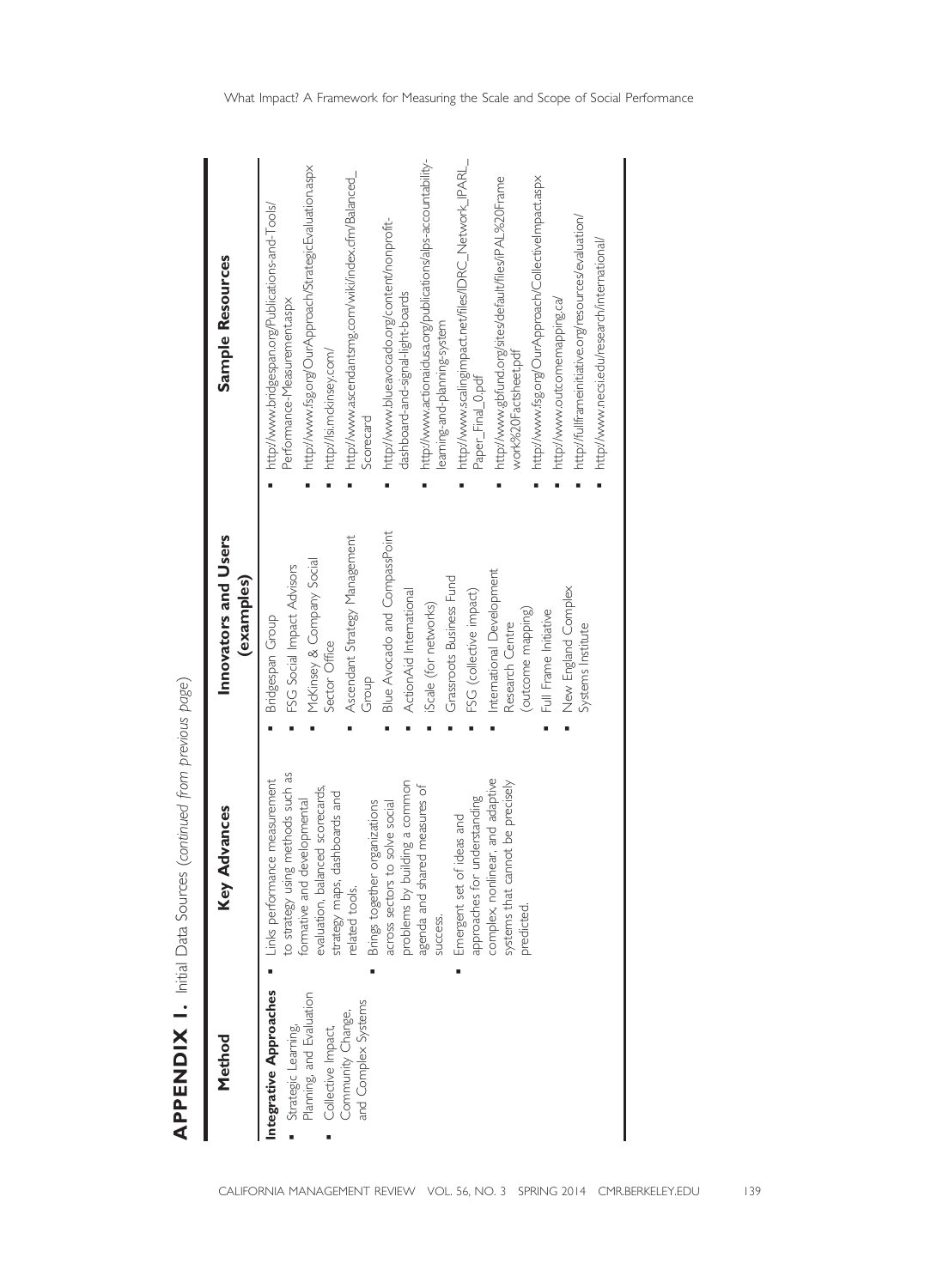## APPENDIX 1. Initial Data Sources (*continued from previous page*)

| Method | Key Advances | Innovators and Users (examples) | Sample Resources |
|---|---|---|---|
| **Integrative Approaches**<br>▪ Strategic Learning, Planning, and Evaluation<br>▪ Collective Impact, Community Change, and Complex Systems | ▪ Links performance measurement to strategy using methods such as formative and developmental evaluation, balanced scorecards, strategy maps, dashboards and related tools.<br>▪ Brings together organizations across sectors to solve social problems by building a common agenda and shared measures of success.<br>▪ Emergent set of ideas and approaches for understanding complex, nonlinear, and adaptive systems that cannot be precisely predicted. | ▪ Bridgespan Group<br>▪ FSG Social Impact Advisors<br>▪ McKinsey & Company Social Sector Office<br>▪ Ascendant Strategy Management Group<br>▪ Blue Avocado and CompassPoint<br>▪ ActionAid International<br>▪ iScale (for networks)<br>▪ Grassroots Business Fund<br>▪ FSG (collective impact)<br>▪ International Development Research Centre (outcome mapping)<br>▪ Full Frame Initiative<br>▪ New England Complex Systems Institute | ▪ http://www.bridgespan.org/Publications-and-Tools/Performance-Measurement.aspx<br>▪ http://www.fsg.org/OurApproach/StrategicEvaluation.aspx<br>▪ http://lsi.mckinsey.com/<br>▪ http://www.ascendantsmg.com/wiki/index.cfm/Balanced_Scorecard<br>▪ http://www.blueavocado.org/content/nonprofit-dashboard-and-signal-light-boards<br>▪ http://www.actionaidusa.org/publications/alps-accountability-learning-and-planning-system<br>▪ http://www.scalingimpact.net/files/IDRC_Network_IPARL_Paper_Final_0.pdf<br>▪ http://www.gbfund.org/sites/default/files/IPAL%20Framework%20Factsheet.pdf<br>▪ http://www.fsg.org/OurApproach/CollectiveImpact.aspx<br>▪ http://www.outcomemapping.ca/<br>▪ http://fullframeinitiative.org/resources/evaluation/<br>▪ http://www.necsi.edu/research/international/ |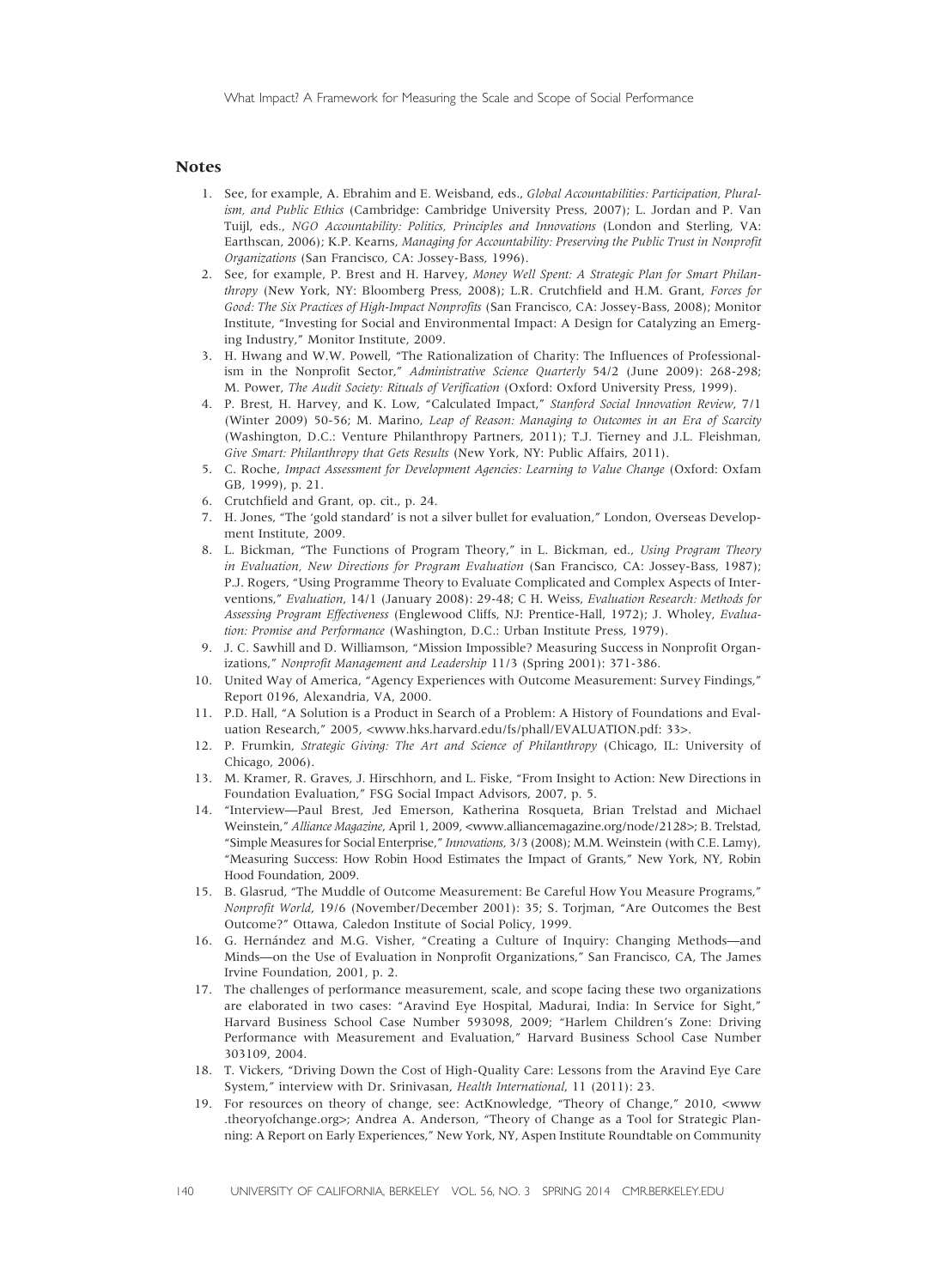## Notes

1. See, for example, A. Ebrahim and E. Weisband, eds., *Global Accountabilities: Participation, Pluralism, and Public Ethics* (Cambridge: Cambridge University Press, 2007); L. Jordan and P. Van Tuijl, eds., *NGO Accountability: Politics, Principles and Innovations* (London and Sterling, VA: Earthscan, 2006); K.P. Kearns, *Managing for Accountability: Preserving the Public Trust in Nonprofit Organizations* (San Francisco, CA: Jossey-Bass, 1996).
2. See, for example, P. Brest and H. Harvey, *Money Well Spent: A Strategic Plan for Smart Philanthropy* (New York, NY: Bloomberg Press, 2008); L.R. Crutchfield and H.M. Grant, *Forces for Good: The Six Practices of High-Impact Nonprofits* (San Francisco, CA: Jossey-Bass, 2008); Monitor Institute, "Investing for Social and Environmental Impact: A Design for Catalyzing an Emerging Industry," Monitor Institute, 2009.
3. H. Hwang and W.W. Powell, "The Rationalization of Charity: The Influences of Professionalism in the Nonprofit Sector," *Administrative Science Quarterly* 54/2 (June 2009): 268-298; M. Power, *The Audit Society: Rituals of Verification* (Oxford: Oxford University Press, 1999).
4. P. Brest, H. Harvey, and K. Low, "Calculated Impact," *Stanford Social Innovation Review*, 7/1 (Winter 2009) 50-56; M. Marino, *Leap of Reason: Managing to Outcomes in an Era of Scarcity* (Washington, D.C.: Venture Philanthropy Partners, 2011); T.J. Tierney and J.L. Fleishman, *Give Smart: Philanthropy that Gets Results* (New York, NY: Public Affairs, 2011).
5. C. Roche, *Impact Assessment for Development Agencies: Learning to Value Change* (Oxford: Oxfam GB, 1999), p. 21.
6. Crutchfield and Grant, op. cit., p. 24.
7. H. Jones, "The 'gold standard' is not a silver bullet for evaluation," London, Overseas Development Institute, 2009.
8. L. Bickman, "The Functions of Program Theory," in L. Bickman, ed., *Using Program Theory in Evaluation, New Directions for Program Evaluation* (San Francisco, CA: Jossey-Bass, 1987); P.J. Rogers, "Using Programme Theory to Evaluate Complicated and Complex Aspects of Interventions," *Evaluation*, 14/1 (January 2008): 29-48; C H. Weiss, *Evaluation Research: Methods for Assessing Program Effectiveness* (Englewood Cliffs, NJ: Prentice-Hall, 1972); J. Wholey, *Evaluation: Promise and Performance* (Washington, D.C.: Urban Institute Press, 1979).
9. J. C. Sawhill and D. Williamson, "Mission Impossible? Measuring Success in Nonprofit Organizations," *Nonprofit Management and Leadership* 11/3 (Spring 2001): 371-386.
10. United Way of America, "Agency Experiences with Outcome Measurement: Survey Findings," Report 0196, Alexandria, VA, 2000.
11. P.D. Hall, "A Solution is a Product in Search of a Problem: A History of Foundations and Evaluation Research," 2005, <www.hks.harvard.edu/fs/phall/EVALUATION.pdf: 33>.
12. P. Frumkin, *Strategic Giving: The Art and Science of Philanthropy* (Chicago, IL: University of Chicago, 2006).
13. M. Kramer, R. Graves, J. Hirschhorn, and L. Fiske, "From Insight to Action: New Directions in Foundation Evaluation," FSG Social Impact Advisors, 2007, p. 5.
14. "Interview—Paul Brest, Jed Emerson, Katherina Rosqueta, Brian Trelstad and Michael Weinstein," *Alliance Magazine*, April 1, 2009, <www.alliancemagazine.org/node/2128>; B. Trelstad, "Simple Measures for Social Enterprise," *Innovations*, 3/3 (2008); M.M. Weinstein (with C.E. Lamy), "Measuring Success: How Robin Hood Estimates the Impact of Grants," New York, NY, Robin Hood Foundation, 2009.
15. B. Glasrud, "The Muddle of Outcome Measurement: Be Careful How You Measure Programs," *Nonprofit World*, 19/6 (November/December 2001): 35; S. Torjman, "Are Outcomes the Best Outcome?" Ottawa, Caledon Institute of Social Policy, 1999.
16. G. Hernández and M.G. Visher, "Creating a Culture of Inquiry: Changing Methods—and Minds—on the Use of Evaluation in Nonprofit Organizations," San Francisco, CA, The James Irvine Foundation, 2001, p. 2.
17. The challenges of performance measurement, scale, and scope facing these two organizations are elaborated in two cases: "Aravind Eye Hospital, Madurai, India: In Service for Sight," Harvard Business School Case Number 593098, 2009; "Harlem Children's Zone: Driving Performance with Measurement and Evaluation," Harvard Business School Case Number 303109, 2004.
18. T. Vickers, "Driving Down the Cost of High-Quality Care: Lessons from the Aravind Eye Care System," interview with Dr. Srinivasan, *Health International*, 11 (2011): 23.
19. For resources on theory of change, see: ActKnowledge, "Theory of Change," 2010, <www.theoryofchange.org>; Andrea A. Anderson, "Theory of Change as a Tool for Strategic Planning: A Report on Early Experiences," New York, NY, Aspen Institute Roundtable on Community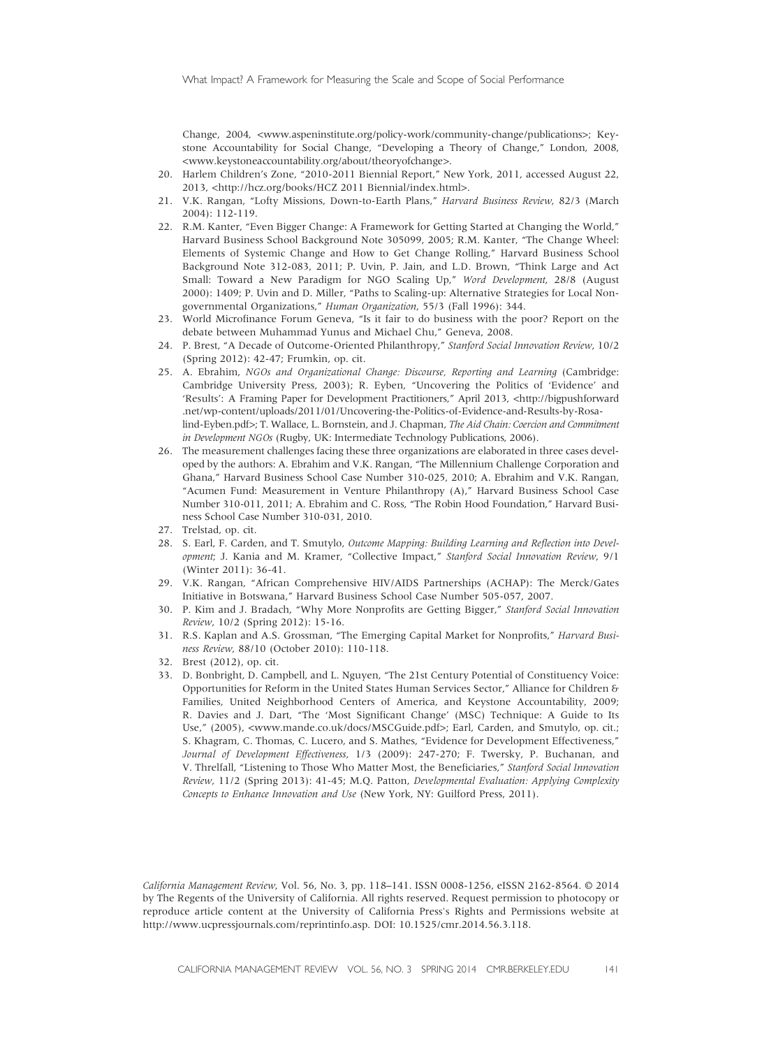Change, 2004, <www.aspeninstitute.org/policy-work/community-change/publications>; Keystone Accountability for Social Change, "Developing a Theory of Change," London, 2008, <www.keystoneaccountability.org/about/theoryofchange>.

20. Harlem Children's Zone, "2010-2011 Biennial Report," New York, 2011, accessed August 22, 2013, <http://hcz.org/books/HCZ 2011 Biennial/index.html>.
21. V.K. Rangan, "Lofty Missions, Down-to-Earth Plans," *Harvard Business Review*, 82/3 (March 2004): 112-119.
22. R.M. Kanter, "Even Bigger Change: A Framework for Getting Started at Changing the World," Harvard Business School Background Note 305099, 2005; R.M. Kanter, "The Change Wheel: Elements of Systemic Change and How to Get Change Rolling," Harvard Business School Background Note 312-083, 2011; P. Uvin, P. Jain, and L.D. Brown, "Think Large and Act Small: Toward a New Paradigm for NGO Scaling Up," *Word Development*, 28/8 (August 2000): 1409; P. Uvin and D. Miller, "Paths to Scaling-up: Alternative Strategies for Local Nongovernmental Organizations," *Human Organization*, 55/3 (Fall 1996): 344.
23. World Microfinance Forum Geneva, "Is it fair to do business with the poor? Report on the debate between Muhammad Yunus and Michael Chu," Geneva, 2008.
24. P. Brest, "A Decade of Outcome-Oriented Philanthropy," *Stanford Social Innovation Review*, 10/2 (Spring 2012): 42-47; Frumkin, op. cit.
25. A. Ebrahim, *NGOs and Organizational Change: Discourse, Reporting and Learning* (Cambridge: Cambridge University Press, 2003); R. Eyben, "Uncovering the Politics of 'Evidence' and 'Results': A Framing Paper for Development Practitioners," April 2013, <http://bigpushforward.net/wp-content/uploads/2011/01/Uncovering-the-Politics-of-Evidence-and-Results-by-Rosalind-Eyben.pdf>; T. Wallace, L. Bornstein, and J. Chapman, *The Aid Chain: Coercion and Commitment in Development NGOs* (Rugby, UK: Intermediate Technology Publications, 2006).
26. The measurement challenges facing these three organizations are elaborated in three cases developed by the authors: A. Ebrahim and V.K. Rangan, "The Millennium Challenge Corporation and Ghana," Harvard Business School Case Number 310-025, 2010; A. Ebrahim and V.K. Rangan, "Acumen Fund: Measurement in Venture Philanthropy (A)," Harvard Business School Case Number 310-011, 2011; A. Ebrahim and C. Ross, "The Robin Hood Foundation," Harvard Business School Case Number 310-031, 2010.
27. Trelstad, op. cit.
28. S. Earl, F. Carden, and T. Smutylo, *Outcome Mapping: Building Learning and Reflection into Development*; J. Kania and M. Kramer, "Collective Impact," *Stanford Social Innovation Review*, 9/1 (Winter 2011): 36-41.
29. V.K. Rangan, "African Comprehensive HIV/AIDS Partnerships (ACHAP): The Merck/Gates Initiative in Botswana," Harvard Business School Case Number 505-057, 2007.
30. P. Kim and J. Bradach, "Why More Nonprofits are Getting Bigger," *Stanford Social Innovation Review*, 10/2 (Spring 2012): 15-16.
31. R.S. Kaplan and A.S. Grossman, "The Emerging Capital Market for Nonprofits," *Harvard Business Review*, 88/10 (October 2010): 110-118.
32. Brest (2012), op. cit.
33. D. Bonbright, D. Campbell, and L. Nguyen, "The 21st Century Potential of Constituency Voice: Opportunities for Reform in the United States Human Services Sector," Alliance for Children & Families, United Neighborhood Centers of America, and Keystone Accountability, 2009; R. Davies and J. Dart, "The 'Most Significant Change' (MSC) Technique: A Guide to Its Use," (2005), <www.mande.co.uk/docs/MSCGuide.pdf>; Earl, Carden, and Smutylo, op. cit.; S. Khagram, C. Thomas, C. Lucero, and S. Mathes, "Evidence for Development Effectiveness," *Journal of Development Effectiveness*, 1/3 (2009): 247-270; F. Twersky, P. Buchanan, and V. Threlfall, "Listening to Those Who Matter Most, the Beneficiaries," *Stanford Social Innovation Review*, 11/2 (Spring 2013): 41-45; M.Q. Patton, *Developmental Evaluation: Applying Complexity Concepts to Enhance Innovation and Use* (New York, NY: Guilford Press, 2011).

*California Management Review*, Vol. 56, No. 3, pp. 118–141. ISSN 0008-1256, eISSN 2162-8564. © 2014 by The Regents of the University of California. All rights reserved. Request permission to photocopy or reproduce article content at the University of California Press's Rights and Permissions website at http://www.ucpressjournals.com/reprintinfo.asp. DOI: 10.1525/cmr.2014.56.3.118.